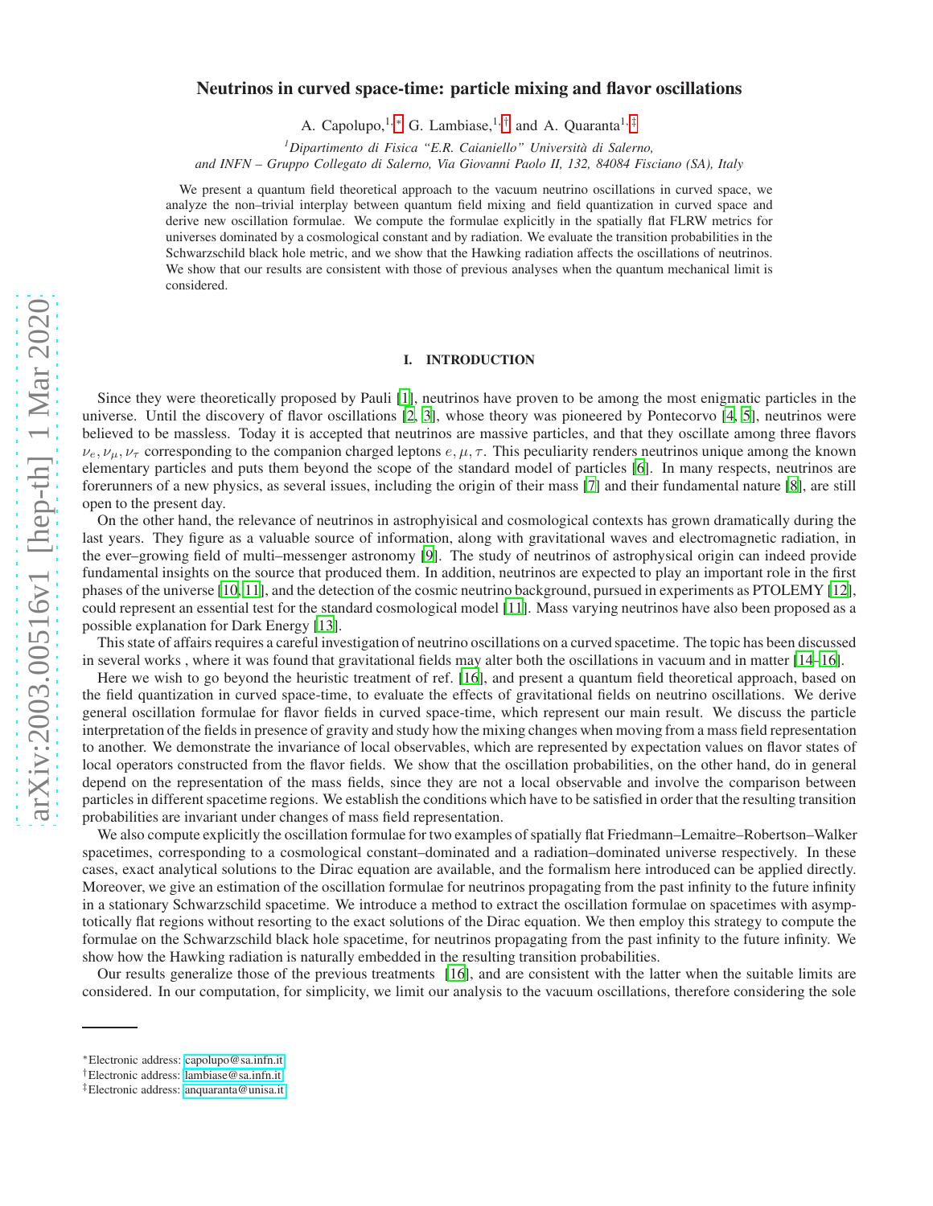# Neutrinos in curved space-time: particle mixing and flavor oscillations

A. Capolupo,[1,*] G. Lambiase,[1,†] and A. Quaranta[1,‡]

[1] *Dipartimento di Fisica "E.R. Caianiello" Università di Salerno, and INFN – Gruppo Collegato di Salerno, Via Giovanni Paolo II, 132, 84084 Fisciano (SA), Italy*

We present a quantum field theoretical approach to the vacuum neutrino oscillations in curved space, we analyze the non–trivial interplay between quantum field mixing and field quantization in curved space and derive new oscillation formulae. We compute the formulae explicitly in the spatially flat FLRW metrics for universes dominated by a cosmological constant and by radiation. We evaluate the transition probabilities in the Schwarzschild black hole metric, and we show that the Hawking radiation affects the oscillations of neutrinos. We show that our results are consistent with those of previous analyses when the quantum mechanical limit is considered.

## I. INTRODUCTION

Since they were theoretically proposed by Pauli [1], neutrinos have proven to be among the most enigmatic particles in the universe. Until the discovery of flavor oscillations [2, 3], whose theory was pioneered by Pontecorvo [4, 5], neutrinos were believed to be massless. Today it is accepted that neutrinos are massive particles, and that they oscillate among three flavors $\nu_e, \nu_\mu, \nu_\tau$ corresponding to the companion charged leptons $e, \mu, \tau$. This peculiarity renders neutrinos unique among the known elementary particles and puts them beyond the scope of the standard model of particles [6]. In many respects, neutrinos are forerunners of a new physics, as several issues, including the origin of their mass [7] and their fundamental nature [8], are still open to the present day.

On the other hand, the relevance of neutrinos in astrophyisical and cosmological contexts has grown dramatically during the last years. They figure as a valuable source of information, along with gravitational waves and electromagnetic radiation, in the ever–growing field of multi–messenger astronomy [9]. The study of neutrinos of astrophysical origin can indeed provide fundamental insights on the source that produced them. In addition, neutrinos are expected to play an important role in the first phases of the universe [10, 11], and the detection of the cosmic neutrino background, pursued in experiments as PTOLEMY [12], could represent an essential test for the standard cosmological model [11]. Mass varying neutrinos have also been proposed as a possible explanation for Dark Energy [13].

This state of affairs requires a careful investigation of neutrino oscillations on a curved spacetime. The topic has been discussed in several works , where it was found that gravitational fields may alter both the oscillations in vacuum and in matter [14–16].

Here we wish to go beyond the heuristic treatment of ref. [16], and present a quantum field theoretical approach, based on the field quantization in curved space-time, to evaluate the effects of gravitational fields on neutrino oscillations. We derive general oscillation formulae for flavor fields in curved space-time, which represent our main result. We discuss the particle interpretation of the fields in presence of gravity and study how the mixing changes when moving from a mass field representation to another. We demonstrate the invariance of local observables, which are represented by expectation values on flavor states of local operators constructed from the flavor fields. We show that the oscillation probabilities, on the other hand, do in general depend on the representation of the mass fields, since they are not a local observable and involve the comparison between particles in different spacetime regions. We establish the conditions which have to be satisfied in order that the resulting transition probabilities are invariant under changes of mass field representation.

We also compute explicitly the oscillation formulae for two examples of spatially flat Friedmann–Lemaitre–Robertson–Walker spacetimes, corresponding to a cosmological constant–dominated and a radiation–dominated universe respectively. In these cases, exact analytical solutions to the Dirac equation are available, and the formalism here introduced can be applied directly. Moreover, we give an estimation of the oscillation formulae for neutrinos propagating from the past infinity to the future infinity in a stationary Schwarzschild spacetime. We introduce a method to extract the oscillation formulae on spacetimes with asymptotically flat regions without resorting to the exact solutions of the Dirac equation. We then employ this strategy to compute the formulae on the Schwarzschild black hole spacetime, for neutrinos propagating from the past infinity to the future infinity. We show how the Hawking radiation is naturally embedded in the resulting transition probabilities.

Our results generalize those of the previous treatments [16], and are consistent with the latter when the suitable limits are considered. In our computation, for simplicity, we limit our analysis to the vacuum oscillations, therefore considering the sole

---

*Electronic address: capolupo@sa.infn.it
†Electronic address: lambiase@sa.infn.it
‡Electronic address: anquaranta@unisa.it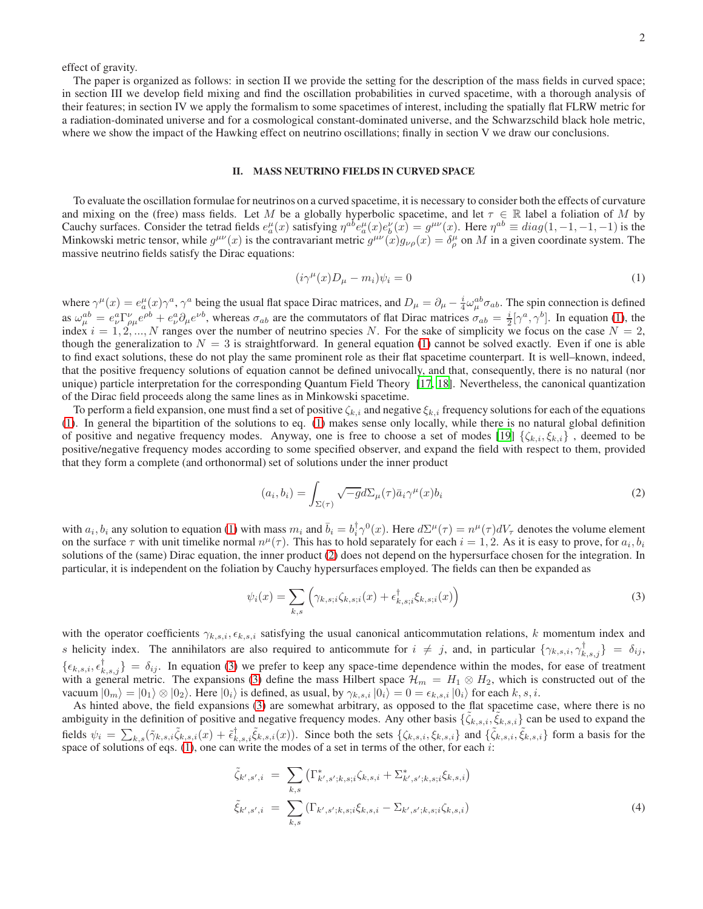effect of gravity.

The paper is organized as follows: in section II we provide the setting for the description of the mass fields in curved space; in section III we develop field mixing and find the oscillation probabilities in curved spacetime, with a thorough analysis of their features; in section IV we apply the formalism to some spacetimes of interest, including the spatially flat FLRW metric for a radiation-dominated universe and for a cosmological constant-dominated universe, and the Schwarzschild black hole metric, where we show the impact of the Hawking effect on neutrino oscillations; finally in section V we draw our conclusions.

## II. MASS NEUTRINO FIELDS IN CURVED SPACE

To evaluate the oscillation formulae for neutrinos on a curved spacetime, it is necessary to consider both the effects of curvature and mixing on the (free) mass fields. Let $M$ be a globally hyperbolic spacetime, and let $\tau \in \mathbb{R}$ label a foliation of $M$ by Cauchy surfaces. Consider the tetrad fields $e^\mu_a(x)$ satisfying $\eta^{ab} e^\mu_a(x) e^\nu_b(x) = g^{\mu\nu}(x)$. Here $\eta^{ab} \equiv diag(1,-1,-1,-1)$ is the Minkowski metric tensor, while $g^{\mu\nu}(x)$ is the contravariant metric $g^{\mu\nu}(x) g_{\nu\rho}(x) = \delta^\mu_\rho$ on $M$ in a given coordinate system. The massive neutrino fields satisfy the Dirac equations:

$$
(i\gamma^\mu(x) D_\mu - m_i)\psi_i = 0 \tag{1}
$$

where $\gamma^\mu(x) = e^\mu_a(x)\gamma^a$, $\gamma^a$ being the usual flat space Dirac matrices, and $D_\mu = \partial_\mu - \frac{i}{4}\omega^{ab}_\mu \sigma_{ab}$. The spin connection is defined as $\omega^{ab}_\mu = e^a_\nu \Gamma^\nu_{\rho\mu} e^{\rho b} + e^a_\nu \partial_\mu e^{\nu b}$, whereas $\sigma_{ab}$ are the commutators of flat Dirac matrices $\sigma_{ab} = \frac{i}{2}[\gamma^a, \gamma^b]$. In equation (1), the index $i = 1, 2, ..., N$ ranges over the number of neutrino species $N$. For the sake of simplicity we focus on the case $N = 2$, though the generalization to $N = 3$ is straightforward. In general equation (1) cannot be solved exactly. Even if one is able to find exact solutions, these do not play the same prominent role as their flat spacetime counterpart. It is well–known, indeed, that the positive frequency solutions of equation cannot be defined univocally, and that, consequently, there is no natural (nor unique) particle interpretation for the corresponding Quantum Field Theory [17, 18]. Nevertheless, the canonical quantization of the Dirac field proceeds along the same lines as in Minkowski spacetime.

To perform a field expansion, one must find a set of positive $\zeta_{k,i}$ and negative $\xi_{k,i}$ frequency solutions for each of the equations (1). In general the bipartition of the solutions to eq. (1) makes sense only locally, while there is no natural global definition of positive and negative frequency modes. Anyway, one is free to choose a set of modes [19] $\{\zeta_{k,i}, \xi_{k,i}\}$ , deemed to be positive/negative frequency modes according to some specified observer, and expand the field with respect to them, provided that they form a complete (and orthonormal) set of solutions under the inner product

$$
(a_i, b_i) = \int_{\Sigma(\tau)} \sqrt{-g} d\Sigma_\mu(\tau) \bar{a}_i \gamma^\mu(x) b_i \tag{2}
$$

with $a_i, b_i$ any solution to equation (1) with mass $m_i$ and $\bar{b}_i = b_i^\dagger \gamma^0(x)$. Here $d\Sigma^\mu(\tau) = n^\mu(\tau) dV_\tau$ denotes the volume element on the surface $\tau$ with unit timelike normal $n^\mu(\tau)$. This has to hold separately for each $i = 1, 2$. As it is easy to prove, for $a_i, b_i$ solutions of the (same) Dirac equation, the inner product (2) does not depend on the hypersurface chosen for the integration. In particular, it is independent on the foliation by Cauchy hypersurfaces employed. The fields can then be expanded as

$$
\psi_i(x) = \sum_{k,s} \left( \gamma_{k,s;i} \zeta_{k,s;i}(x) + \epsilon^\dagger_{k,s;i} \xi_{k,s;i}(x) \right) \tag{3}
$$

with the operator coefficients $\gamma_{k,s,i}, \epsilon_{k,s,i}$ satisfying the usual canonical anticommutation relations, $k$ momentum index and $s$ helicity index. The annihilators are also required to anticommute for $i \neq j$, and, in particular $\{\gamma_{k,s,i}, \gamma^\dagger_{k,s,j}\} = \delta_{ij}$, $\{\epsilon_{k,s,i}, \epsilon^\dagger_{k,s,j}\} = \delta_{ij}$. In equation (3) we prefer to keep any space-time dependence within the modes, for ease of treatment with a general metric. The expansions (3) define the mass Hilbert space $\mathcal{H}_m = H_1 \otimes H_2$, which is constructed out of the vacuum $|0_m\rangle = |0_1\rangle \otimes |0_2\rangle$. Here $|0_i\rangle$ is defined, as usual, by $\gamma_{k,s,i}|0_i\rangle = 0 = \epsilon_{k,s,i}|0_i\rangle$ for each $k, s, i$.

As hinted above, the field expansions (3) are somewhat arbitrary, as opposed to the flat spacetime case, where there is no ambiguity in the definition of positive and negative frequency modes. Any other basis $\{\tilde{\zeta}_{k,s,i}, \tilde{\xi}_{k,s,i}\}$ can be used to expand the fields $\psi_i = \sum_{k,s}(\tilde{\gamma}_{k,s,i}\tilde{\zeta}_{k,s,i}(x) + \tilde{\epsilon}^\dagger_{k,s,i}\tilde{\xi}_{k,s,i}(x))$. Since both the sets $\{\zeta_{k,s,i}, \xi_{k,s,i}\}$ and $\{\tilde{\zeta}_{k,s,i}, \tilde{\xi}_{k,s,i}\}$ form a basis for the space of solutions of eqs. (1), one can write the modes of a set in terms of the other, for each $i$:

$$
\begin{aligned}
\tilde{\zeta}_{k',s',i} &= \sum_{k,s} \left( \Gamma^*_{k',s';k,s;i} \zeta_{k,s,i} + \Sigma^*_{k',s';k,s;i} \xi_{k,s,i} \right) \\
\tilde{\xi}_{k',s',i} &= \sum_{k,s} \left( \Gamma_{k',s';k,s;i} \xi_{k,s,i} - \Sigma_{k',s';k,s;i} \zeta_{k,s,i} \right)
\end{aligned} \tag{4}
$$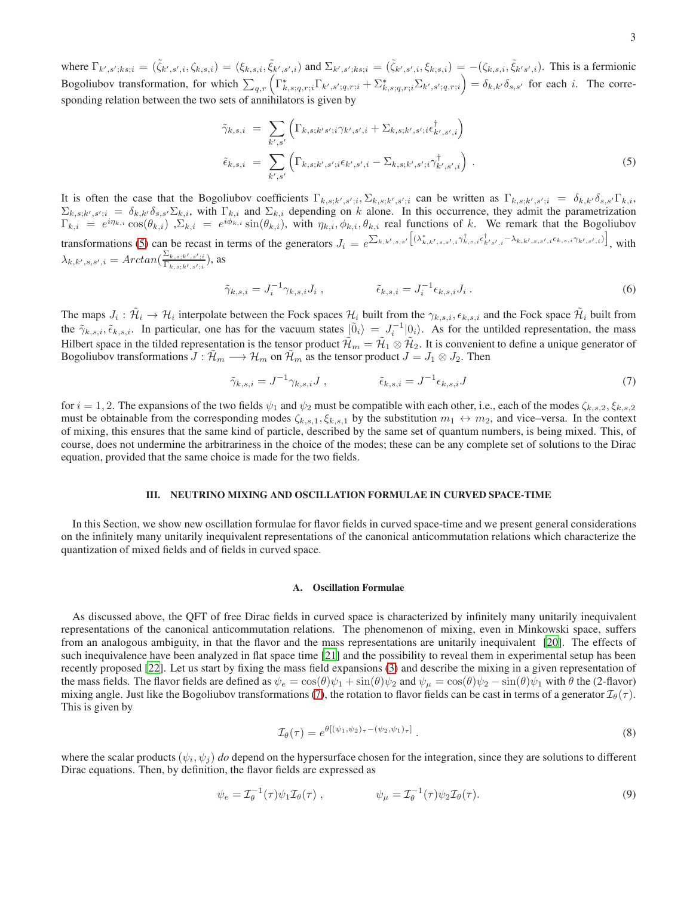where $\Gamma_{k',s';ks;i} = (\tilde{\zeta}_{k',s',i}, \zeta_{k,s,i}) = (\xi_{k,s,i}, \tilde{\xi}_{k',s',i})$ and $\Sigma_{k',s';ks;i} = (\tilde{\zeta}_{k',s',i}, \xi_{k,s,i}) = -(\zeta_{k,s,i}, \tilde{\xi}_{k's',i})$. This is a fermionic Bogoliubov transformation, for which $\sum_{q,r}\left(\Gamma^*_{k,s;q,r;i}\Gamma_{k',s';q,r;i} + \Sigma^*_{k,s;q,r;i}\Sigma_{k',s';q,r;i}\right) = \delta_{k,k'}\delta_{s,s'}$ for each $i$. The corresponding relation between the two sets of annihilators is given by

$$
\begin{aligned}
\tilde{\gamma}_{k,s,i} &= \sum_{k',s'}\left(\Gamma_{k,s;k's';i}\gamma_{k',s',i} + \Sigma_{k,s;k',s';i}\epsilon^{\dagger}_{k',s',i}\right) \\
\tilde{\epsilon}_{k,s,i} &= \sum_{k',s'}\left(\Gamma_{k,s;k',s';i}\epsilon_{k',s',i} - \Sigma_{k,s;k',s';i}\gamma^{\dagger}_{k',s',i}\right) .
\end{aligned} \tag{5}
$$

It is often the case that the Bogoliubov coefficients $\Gamma_{k,s;k',s';i}, \Sigma_{k,s;k',s';i}$ can be written as $\Gamma_{k,s;k',s';i} = \delta_{k,k'}\delta_{s,s'}\Gamma_{k,i}$, $\Sigma_{k,s;k',s';i} = \delta_{k,k'}\delta_{s,s'}\Sigma_{k,i}$, with $\Gamma_{k,i}$ and $\Sigma_{k,i}$ depending on $k$ alone. In this occurrence, they admit the parametrization $\Gamma_{k,i} = e^{i\eta_{k,i}}\cos(\theta_{k,i})$ ,$\Sigma_{k,i} = e^{i\phi_{k,i}}\sin(\theta_{k,i})$, with $\eta_{k,i}, \phi_{k,i}, \theta_{k,i}$ real functions of $k$. We remark that the Bogoliubov transformations (5) can be recast in terms of the generators $J_i = e^{\sum_{k,k',s,s'}\left[(\lambda^*_{k,k',s,s',i}\gamma^{\dagger}_{k,s,i}\epsilon^{\dagger}_{k's',i} - \lambda_{k,k',s,s',i}\epsilon_{k,s,i}\gamma_{k',s',i})\right]}$, with $\lambda_{k,k',s,s',i} = Arctan(\frac{\Sigma_{k,s;k',s';i}}{\Gamma_{k,s;k',s';i}})$, as

$$
\tilde{\gamma}_{k,s,i} = J_i^{-1}\gamma_{k,s,i}J_i \, , \qquad\qquad \tilde{\epsilon}_{k,s,i} = J_i^{-1}\epsilon_{k,s,i}J_i \, . \tag{6}
$$

The maps $J_i : \tilde{\mathcal{H}}_i \to \mathcal{H}_i$ interpolate between the Fock spaces $\mathcal{H}_i$ built from the $\gamma_{k,s,i}, \epsilon_{k,s,i}$ and the Fock space $\tilde{\mathcal{H}}_i$ built from the $\tilde{\gamma}_{k,s,i}, \tilde{\epsilon}_{k,s,i}$. In particular, one has for the vacuum states $|\tilde{0}_i\rangle = J_i^{-1}|0_i\rangle$. As for the untilded representation, the mass Hilbert space in the tilded representation is the tensor product $\tilde{\mathcal{H}}_m = \tilde{\mathcal{H}}_1 \otimes \tilde{\mathcal{H}}_2$. It is convenient to define a unique generator of Bogoliubov transformations $J : \tilde{\mathcal{H}}_m \longrightarrow \mathcal{H}_m$ on $\tilde{\mathcal{H}}_m$ as the tensor product $J = J_1 \otimes J_2$. Then

$$
\tilde{\gamma}_{k,s,i} = J^{-1}\gamma_{k,s,i}J \, , \qquad\qquad \tilde{\epsilon}_{k,s,i} = J^{-1}\epsilon_{k,s,i}J \tag{7}
$$

for $i = 1, 2$. The expansions of the two fields $\psi_1$ and $\psi_2$ must be compatible with each other, i.e., each of the modes $\zeta_{k,s,2}, \xi_{k,s,2}$ must be obtainable from the corresponding modes $\zeta_{k,s,1}, \xi_{k,s,1}$ by the substitution $m_1 \leftrightarrow m_2$, and vice–versa. In the context of mixing, this ensures that the same kind of particle, described by the same set of quantum numbers, is being mixed. This, of course, does not undermine the arbitrariness in the choice of the modes; these can be any complete set of solutions to the Dirac equation, provided that the same choice is made for the two fields.

## III. NEUTRINO MIXING AND OSCILLATION FORMULAE IN CURVED SPACE-TIME

In this Section, we show new oscillation formulae for flavor fields in curved space-time and we present general considerations on the infinitely many unitarily inequivalent representations of the canonical anticommutation relations which characterize the quantization of mixed fields and of fields in curved space.

### A. Oscillation Formulae

As discussed above, the QFT of free Dirac fields in curved space is characterized by infinitely many unitarily inequivalent representations of the canonical anticommutation relations. The phenomenon of mixing, even in Minkowski space, suffers from an analogous ambiguity, in that the flavor and the mass representations are unitarily inequivalent [20]. The effects of such inequivalence have been analyzed in flat space time [21] and the possibility to reveal them in experimental setup has been recently proposed [22]. Let us start by fixing the mass field expansions (3) and describe the mixing in a given representation of the mass fields. The flavor fields are defined as $\psi_e = \cos(\theta)\psi_1 + \sin(\theta)\psi_2$ and $\psi_\mu = \cos(\theta)\psi_2 - \sin(\theta)\psi_1$ with $\theta$ the (2-flavor) mixing angle. Just like the Bogoliubov transformations (7), the rotation to flavor fields can be cast in terms of a generator $\mathcal{I}_\theta(\tau)$. This is given by

$$
\mathcal{I}_\theta(\tau) = e^{\theta[(\psi_1,\psi_2)_\tau - (\psi_2,\psi_1)_\tau]} \, . \tag{8}
$$

where the scalar products $(\psi_i, \psi_j)$ *do* depend on the hypersurface chosen for the integration, since they are solutions to different Dirac equations. Then, by definition, the flavor fields are expressed as

$$
\psi_e = \mathcal{I}_\theta^{-1}(\tau)\psi_1\mathcal{I}_\theta(\tau) \, , \qquad\qquad \psi_\mu = \mathcal{I}_\theta^{-1}(\tau)\psi_2\mathcal{I}_\theta(\tau). \tag{9}
$$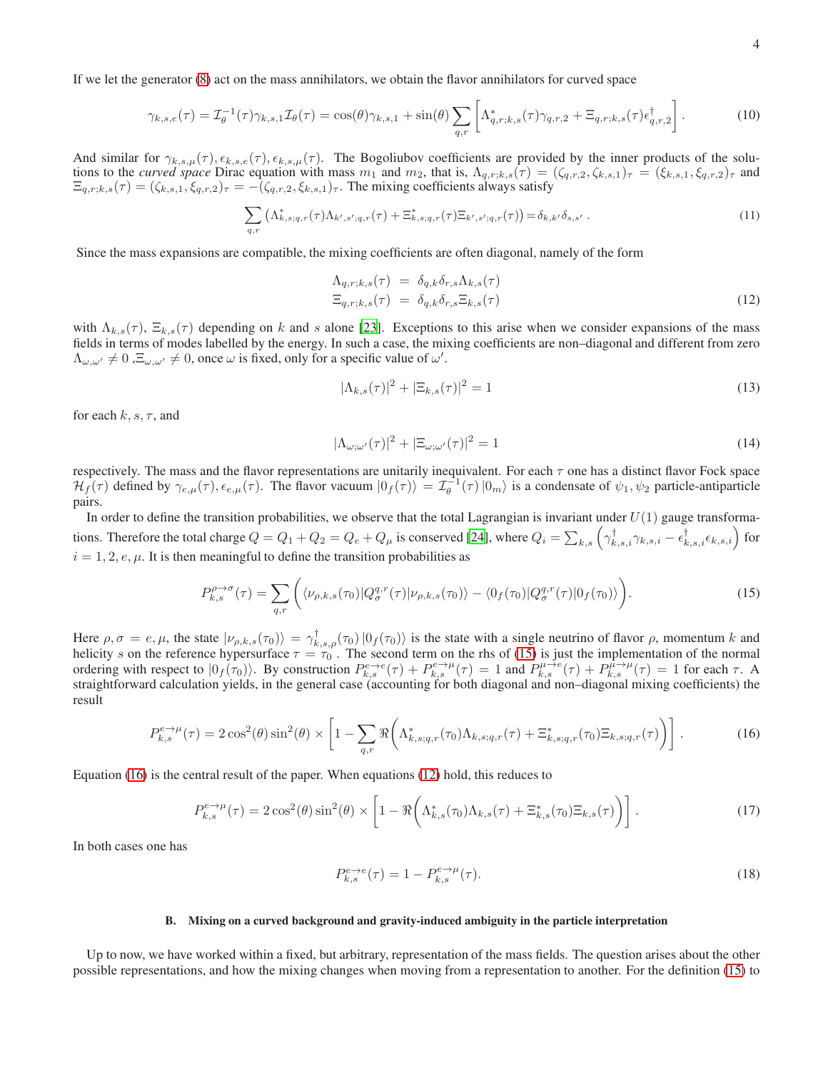If we let the generator (8) act on the mass annihilators, we obtain the flavor annihilators for curved space

$$\gamma_{k,s,e}(\tau) = \mathcal{I}_\theta^{-1}(\tau)\gamma_{k,s,1}\mathcal{I}_\theta(\tau) = \cos(\theta)\gamma_{k,s,1} + \sin(\theta)\sum_{q,r}\left[\Lambda^*_{q,r;k,s}(\tau)\gamma_{q,r,2} + \Xi_{q,r;k,s}(\tau)\epsilon^\dagger_{q,r,2}\right]. \tag{10}$$

And similar for $\gamma_{k,s,\mu}(\tau), \epsilon_{k,s,e}(\tau), \epsilon_{k,s,\mu}(\tau)$. The Bogoliubov coefficients are provided by the inner products of the solutions to the *curved space* Dirac equation with mass $m_1$ and $m_2$, that is, $\Lambda_{q,r;k,s}(\tau) = (\zeta_{q,r,2}, \zeta_{k,s,1})_\tau = (\xi_{k,s,1}, \xi_{q,r,2})_\tau$ and $\Xi_{q,r;k,s}(\tau) = (\zeta_{k,s,1}, \xi_{q,r,2})_\tau = -(\zeta_{q,r,2}, \xi_{k,s,1})_\tau$. The mixing coefficients always satisfy

$$\sum_{q,r}\left(\Lambda^*_{k,s;q,r}(\tau)\Lambda_{k',s';q,r}(\tau) + \Xi^*_{k,s;q,r}(\tau)\Xi_{k',s';q,r}(\tau)\right) = \delta_{k,k'}\delta_{s,s'}\ . \tag{11}$$

Since the mass expansions are compatible, the mixing coefficients are often diagonal, namely of the form

$$\begin{aligned}
\Lambda_{q,r;k,s}(\tau) &= \delta_{q,k}\delta_{r,s}\Lambda_{k,s}(\tau) \\
\Xi_{q,r;k,s}(\tau) &= \delta_{q,k}\delta_{r,s}\Xi_{k,s}(\tau)
\end{aligned} \tag{12}$$

with $\Lambda_{k,s}(\tau)$, $\Xi_{k,s}(\tau)$ depending on $k$ and $s$ alone [23]. Exceptions to this arise when we consider expansions of the mass fields in terms of modes labelled by the energy. In such a case, the mixing coefficients are non–diagonal and different from zero $\Lambda_{\omega,\omega'} \neq 0$ ,$\Xi_{\omega,\omega'} \neq 0$, once $\omega$ is fixed, only for a specific value of $\omega'$.

$$|\Lambda_{k,s}(\tau)|^2 + |\Xi_{k,s}(\tau)|^2 = 1 \tag{13}$$

for each $k$, $s$, $\tau$, and

$$|\Lambda_{\omega;\omega'}(\tau)|^2 + |\Xi_{\omega;\omega'}(\tau)|^2 = 1 \tag{14}$$

respectively. The mass and the flavor representations are unitarily inequivalent. For each $\tau$ one has a distinct flavor Fock space $\mathcal{H}_f(\tau)$ defined by $\gamma_{e,\mu}(\tau), \epsilon_{e,\mu}(\tau)$. The flavor vacuum $|0_f(\tau)\rangle = \mathcal{I}_\theta^{-1}(\tau)\,|0_m\rangle$ is a condensate of $\psi_1, \psi_2$ particle-antiparticle pairs.

In order to define the transition probabilities, we observe that the total Lagrangian is invariant under $U(1)$ gauge transformations. Therefore the total charge $Q = Q_1 + Q_2 = Q_e + Q_\mu$ is conserved [24], where $Q_i = \sum_{k,s}\left(\gamma^\dagger_{k,s,i}\gamma_{k,s,i} - \epsilon^\dagger_{k,s,i}\epsilon_{k,s,i}\right)$ for $i = 1, 2, e, \mu$. It is then meaningful to define the transition probabilities as

$$P^{\rho\to\sigma}_{k,s}(\tau) = \sum_{q,r}\left(\langle\nu_{\rho,k,s}(\tau_0)|Q^{q,r}_\sigma(\tau)|\nu_{\rho,k,s}(\tau_0)\rangle - \langle 0_f(\tau_0)|Q^{q,r}_\sigma(\tau)|0_f(\tau_0)\rangle\right). \tag{15}$$

Here $\rho,\sigma = e,\mu$, the state $|\nu_{\rho,k,s}(\tau_0)\rangle = \gamma^\dagger_{k,s,\rho}(\tau_0)\,|0_f(\tau_0)\rangle$ is the state with a single neutrino of flavor $\rho$, momentum $k$ and helicity $s$ on the reference hypersurface $\tau = \tau_0$ . The second term on the rhs of (15) is just the implementation of the normal ordering with respect to $|0_f(\tau_0)\rangle$. By construction $P^{e\to e}_{k,s}(\tau) + P^{e\to\mu}_{k,s}(\tau) = 1$ and $P^{\mu\to e}_{k,s}(\tau) + P^{\mu\to\mu}_{k,s}(\tau) = 1$ for each $\tau$. A straightforward calculation yields, in the general case (accounting for both diagonal and non–diagonal mixing coefficients) the result

$$P^{e\to\mu}_{k,s}(\tau) = 2\cos^2(\theta)\sin^2(\theta) \times \left[1 - \sum_{q,r}\Re\left(\Lambda^*_{k,s;q,r}(\tau_0)\Lambda_{k,s;q,r}(\tau) + \Xi^*_{k,s;q,r}(\tau_0)\Xi_{k,s;q,r}(\tau)\right)\right]. \tag{16}$$

Equation (16) is the central result of the paper. When equations (12) hold, this reduces to

$$P^{e\to\mu}_{k,s}(\tau) = 2\cos^2(\theta)\sin^2(\theta) \times \left[1 - \Re\left(\Lambda^*_{k,s}(\tau_0)\Lambda_{k,s}(\tau) + \Xi^*_{k,s}(\tau_0)\Xi_{k,s}(\tau)\right)\right]. \tag{17}$$

In both cases one has

$$P^{e\to e}_{k,s}(\tau) = 1 - P^{e\to\mu}_{k,s}(\tau). \tag{18}$$

### B. Mixing on a curved background and gravity-induced ambiguity in the particle interpretation

Up to now, we have worked within a fixed, but arbitrary, representation of the mass fields. The question arises about the other possible representations, and how the mixing changes when moving from a representation to another. For the definition (15) to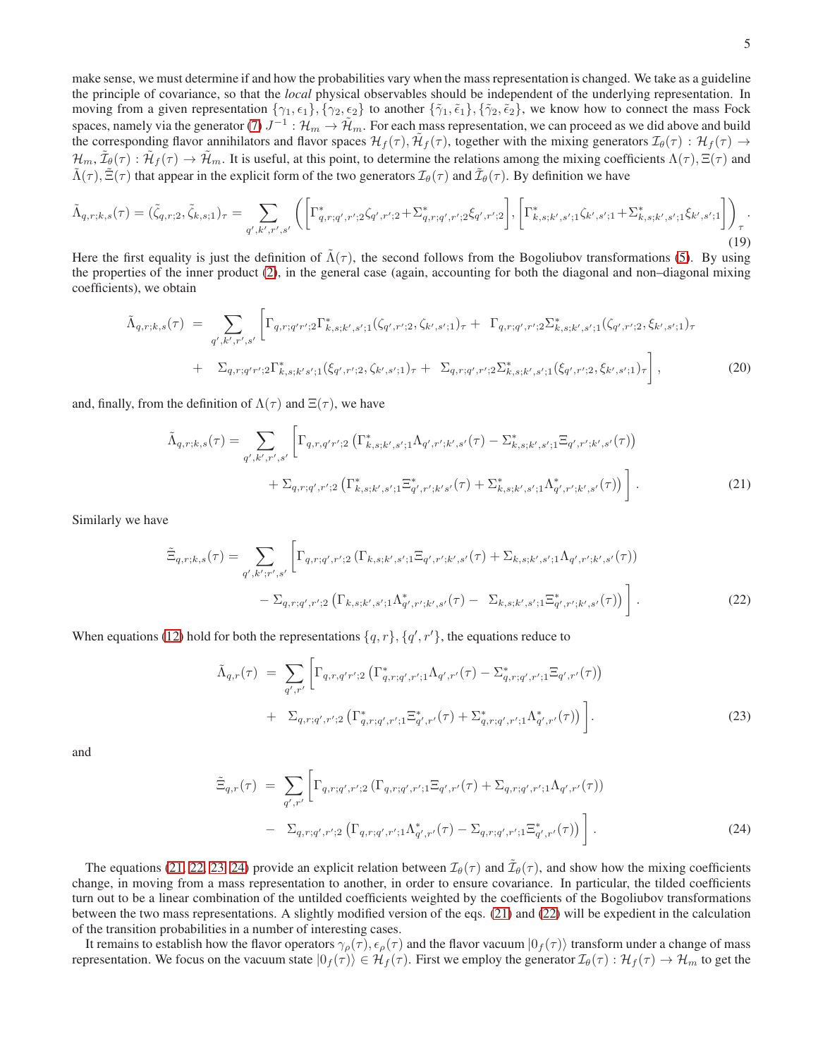make sense, we must determine if and how the probabilities vary when the mass representation is changed. We take as a guideline the principle of covariance, so that the *local* physical observables should be independent of the underlying representation. In moving from a given representation $\{\gamma_1, \epsilon_1\}, \{\gamma_2, \epsilon_2\}$ to another $\{\tilde{\gamma}_1, \tilde{\epsilon}_1\}, \{\tilde{\gamma}_2, \tilde{\epsilon}_2\}$, we know how to connect the mass Fock spaces, namely via the generator (7) $J^{-1} : \mathcal{H}_m \to \tilde{\mathcal{H}}_m$. For each mass representation, we can proceed as we did above and build the corresponding flavor annihilators and flavor spaces $\mathcal{H}_f(\tau), \tilde{\mathcal{H}}_f(\tau)$, together with the mixing generators $\mathcal{I}_\theta(\tau) : \mathcal{H}_f(\tau) \to \mathcal{H}_m, \tilde{\mathcal{I}}_\theta(\tau) : \tilde{\mathcal{H}}_f(\tau) \to \tilde{\mathcal{H}}_m$. It is useful, at this point, to determine the relations among the mixing coefficients $\Lambda(\tau), \Xi(\tau)$ and $\tilde{\Lambda}(\tau), \tilde{\Xi}(\tau)$ that appear in the explicit form of the two generators $\mathcal{I}_\theta(\tau)$ and $\tilde{\mathcal{I}}_\theta(\tau)$. By definition we have

$$
\tilde{\Lambda}_{q,r;k,s}(\tau) = (\tilde{\zeta}_{q,r;2}, \tilde{\zeta}_{k,s;1})_\tau = \sum_{q',k',r',s'} \left( \left[ \Gamma^*_{q,r;q',r';2} \zeta_{q',r';2} + \Sigma^*_{q,r;q',r';2} \xi_{q',r';2} \right], \left[ \Gamma^*_{k,s;k',s';1} \zeta_{k',s';1} + \Sigma^*_{k,s;k',s';1} \xi_{k',s';1} \right] \right)_\tau . \tag{19}
$$

Here the first equality is just the definition of $\tilde{\Lambda}(\tau)$, the second follows from the Bogoliubov transformations (5). By using the properties of the inner product (2), in the general case (again, accounting for both the diagonal and non–diagonal mixing coefficients), we obtain

$$
\begin{aligned}
\tilde{\Lambda}_{q,r;k,s}(\tau) \;=\; \sum_{q',k',r',s'} \Big[ & \Gamma_{q,r;q'r';2} \Gamma^*_{k,s;k',s';1} (\zeta_{q',r';2}, \zeta_{k',s';1})_\tau + \; \Gamma_{q,r;q',r';2} \Sigma^*_{k,s;k',s';1} (\zeta_{q',r';2}, \xi_{k',s';1})_\tau \\
+ \; & \Sigma_{q,r;q'r';2} \Gamma^*_{k,s;k's';1} (\xi_{q',r';2}, \zeta_{k',s';1})_\tau + \; \Sigma_{q,r;q',r';2} \Sigma^*_{k,s;k',s';1} (\xi_{q',r';2}, \xi_{k',s';1})_\tau \Big] ,
\end{aligned} \tag{20}
$$

and, finally, from the definition of $\Lambda(\tau)$ and $\Xi(\tau)$, we have

$$
\begin{aligned}
\tilde{\Lambda}_{q,r;k,s}(\tau) = \sum_{q',k',r',s'} \Big[ & \Gamma_{q,r,q'r';2} \left( \Gamma^*_{k,s;k',s';1} \Lambda_{q',r';k',s'}(\tau) - \Sigma^*_{k,s;k',s';1} \Xi_{q',r';k',s'}(\tau) \right) \\
& + \Sigma_{q,r;q',r';2} \left( \Gamma^*_{k,s;k',s';1} \Xi^*_{q',r';k's'}(\tau) + \Sigma^*_{k,s;k',s';1} \Lambda^*_{q',r';k',s'}(\tau) \right) \Big] .
\end{aligned} \tag{21}
$$

Similarly we have

$$
\begin{aligned}
\tilde{\Xi}_{q,r;k,s}(\tau) = \sum_{q',k';r',s'} \Big[ & \Gamma_{q,r;q',r';2} \left( \Gamma_{k,s;k',s';1} \Xi_{q',r';k',s'}(\tau) + \Sigma_{k,s;k',s';1} \Lambda_{q',r';k',s'}(\tau) \right) \\
& - \Sigma_{q,r;q',r';2} \left( \Gamma_{k,s;k',s';1} \Lambda^*_{q',r';k',s'}(\tau) - \; \Sigma_{k,s;k',s';1} \Xi^*_{q',r';k',s'}(\tau) \right) \Big] .
\end{aligned} \tag{22}
$$

When equations (12) hold for both the representations $\{q, r\}, \{q', r'\}$, the equations reduce to

$$
\begin{aligned}
\tilde{\Lambda}_{q,r}(\tau) \;=\; \sum_{q',r'} \Big[ & \Gamma_{q,r,q'r';2} \left( \Gamma^*_{q,r;q',r';1} \Lambda_{q',r'}(\tau) - \Sigma^*_{q,r;q',r';1} \Xi_{q',r'}(\tau) \right) \\
+ \;\; & \Sigma_{q,r;q',r';2} \left( \Gamma^*_{q,r;q',r';1} \Xi^*_{q',r'}(\tau) + \Sigma^*_{q,r;q',r';1} \Lambda^*_{q',r'}(\tau) \right) \Big] .
\end{aligned} \tag{23}
$$

and

$$
\begin{aligned}
\tilde{\Xi}_{q,r}(\tau) \;=\; \sum_{q',r'} \Big[ & \Gamma_{q,r;q',r';2} \left( \Gamma_{q,r;q',r';1} \Xi_{q',r'}(\tau) + \Sigma_{q,r;q',r';1} \Lambda_{q',r'}(\tau) \right) \\
- \;\; & \Sigma_{q,r;q',r';2} \left( \Gamma_{q,r;q',r';1} \Lambda^*_{q',r'}(\tau) - \Sigma_{q,r;q',r';1} \Xi^*_{q',r'}(\tau) \right) \Big] .
\end{aligned} \tag{24}
$$

The equations (21, 22, 23, 24) provide an explicit relation between $\mathcal{I}_\theta(\tau)$ and $\tilde{\mathcal{I}}_\theta(\tau)$, and show how the mixing coefficients change, in moving from a mass representation to another, in order to ensure covariance. In particular, the tilded coefficients turn out to be a linear combination of the untilded coefficients weighted by the coefficients of the Bogoliubov transformations between the two mass representations. A slightly modified version of the eqs. (21) and (22) will be expedient in the calculation of the transition probabilities in a number of interesting cases.

It remains to establish how the flavor operators $\gamma_\rho(\tau), \epsilon_\rho(\tau)$ and the flavor vacuum $|0_f(\tau)\rangle$ transform under a change of mass representation. We focus on the vacuum state $|0_f(\tau)\rangle \in \mathcal{H}_f(\tau)$. First we employ the generator $\mathcal{I}_\theta(\tau) : \mathcal{H}_f(\tau) \to \mathcal{H}_m$ to get the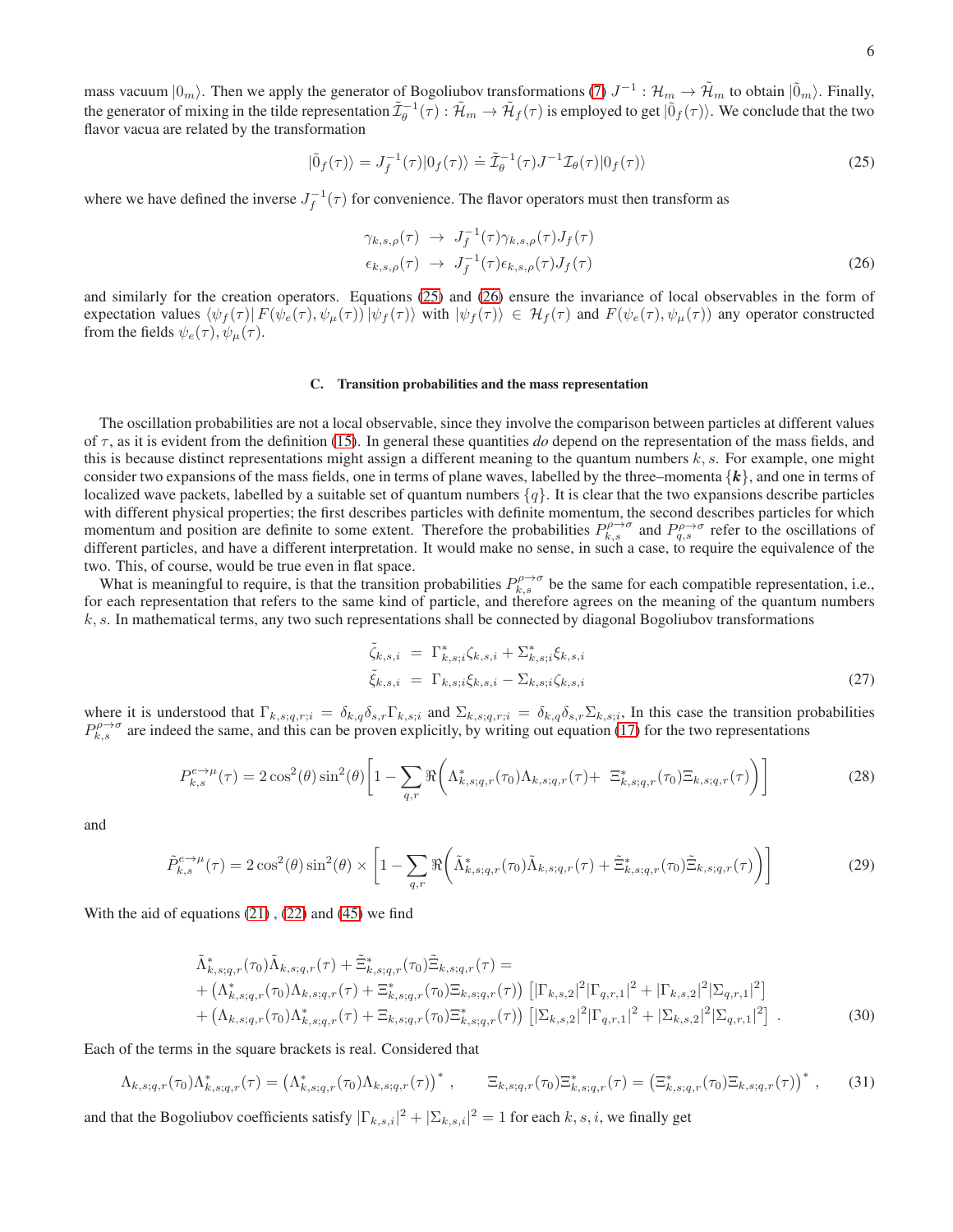mass vacuum $|0_m\rangle$. Then we apply the generator of Bogoliubov transformations (7) $J^{-1}: \mathcal{H}_m \to \tilde{\mathcal{H}}_m$ to obtain $|\tilde{0}_m\rangle$. Finally, the generator of mixing in the tilde representation $\tilde{\mathcal{I}}_\theta^{-1}(\tau) : \tilde{\mathcal{H}}_m \to \tilde{\mathcal{H}}_f(\tau)$ is employed to get $|\tilde{0}_f(\tau)\rangle$. We conclude that the two flavor vacua are related by the transformation

$$
|\tilde{0}_f(\tau)\rangle = J_f^{-1}(\tau)|0_f(\tau)\rangle \doteq \tilde{\mathcal{I}}_\theta^{-1}(\tau) J^{-1} \mathcal{I}_\theta(\tau)|0_f(\tau)\rangle \tag{25}
$$

where we have defined the inverse $J_f^{-1}(\tau)$ for convenience. The flavor operators must then transform as

$$
\begin{aligned}
\gamma_{k,s,\rho}(\tau) &\to J_f^{-1}(\tau)\gamma_{k,s,\rho}(\tau)J_f(\tau) \\
\epsilon_{k,s,\rho}(\tau) &\to J_f^{-1}(\tau)\epsilon_{k,s,\rho}(\tau)J_f(\tau)
\end{aligned} \tag{26}
$$

and similarly for the creation operators. Equations (25) and (26) ensure the invariance of local observables in the form of expectation values $\langle\psi_f(\tau)|\, F(\psi_e(\tau),\psi_\mu(\tau))\, |\psi_f(\tau)\rangle$ with $|\psi_f(\tau)\rangle \in \mathcal{H}_f(\tau)$ and $F(\psi_e(\tau),\psi_\mu(\tau))$ any operator constructed from the fields $\psi_e(\tau), \psi_\mu(\tau)$.

### C. Transition probabilities and the mass representation

The oscillation probabilities are not a local observable, since they involve the comparison between particles at different values of $\tau$, as it is evident from the definition (15). In general these quantities *do* depend on the representation of the mass fields, and this is because distinct representations might assign a different meaning to the quantum numbers $k, s$. For example, one might consider two expansions of the mass fields, one in terms of plane waves, labelled by the three–momenta $\{\boldsymbol{k}\}$, and one in terms of localized wave packets, labelled by a suitable set of quantum numbers $\{q\}$. It is clear that the two expansions describe particles with different physical properties; the first describes particles with definite momentum, the second describes particles for which momentum and position are definite to some extent. Therefore the probabilities $P^{\rho\to\sigma}_{k,s}$ and $P^{\rho\to\sigma}_{q,s}$ refer to the oscillations of different particles, and have a different interpretation. It would make no sense, in such a case, to require the equivalence of the two. This, of course, would be true even in flat space.

What is meaningful to require, is that the transition probabilities $P^{\rho\to\sigma}_{k,s}$ be the same for each compatible representation, i.e., for each representation that refers to the same kind of particle, and therefore agrees on the meaning of the quantum numbers $k, s$. In mathematical terms, any two such representations shall be connected by diagonal Bogoliubov transformations

$$
\begin{aligned}
\tilde{\zeta}_{k,s,i} &= \Gamma^*_{k,s;i}\zeta_{k,s,i} + \Sigma^*_{k,s;i}\xi_{k,s,i} \\
\tilde{\xi}_{k,s,i} &= \Gamma_{k,s;i}\xi_{k,s,i} - \Sigma_{k,s;i}\zeta_{k,s,i}
\end{aligned} \tag{27}
$$

where it is understood that $\Gamma_{k,s;q,r;i} = \delta_{k,q}\delta_{s,r}\Gamma_{k,s;i}$ and $\Sigma_{k,s;q,r;i} = \delta_{k,q}\delta_{s,r}\Sigma_{k,s;i}$, In this case the transition probabilities $P^{\rho\to\sigma}_{k,s}$ are indeed the same, and this can be proven explicitly, by writing out equation (17) for the two representations

$$
P^{e\to\mu}_{k,s}(\tau) = 2\cos^2(\theta)\sin^2(\theta)\left[1 - \sum_{q,r}\Re\left(\Lambda^*_{k,s;q,r}(\tau_0)\Lambda_{k,s;q,r}(\tau) + \Xi^*_{k,s;q,r}(\tau_0)\Xi_{k,s;q,r}(\tau)\right)\right] \tag{28}
$$

and

$$
\tilde{P}^{e\to\mu}_{k,s}(\tau) = 2\cos^2(\theta)\sin^2(\theta) \times \left[1 - \sum_{q,r}\Re\left(\tilde{\Lambda}^*_{k,s;q,r}(\tau_0)\tilde{\Lambda}_{k,s;q,r}(\tau) + \tilde{\Xi}^*_{k,s;q,r}(\tau_0)\tilde{\Xi}_{k,s;q,r}(\tau)\right)\right] \tag{29}
$$

With the aid of equations (21) , (22) and (45) we find

$$
\begin{aligned}
&\tilde{\Lambda}^*_{k,s;q,r}(\tau_0)\tilde{\Lambda}_{k,s;q,r}(\tau) + \tilde{\Xi}^*_{k,s;q,r}(\tau_0)\tilde{\Xi}_{k,s;q,r}(\tau) = \\
&+ \left(\Lambda^*_{k,s;q,r}(\tau_0)\Lambda_{k,s;q,r}(\tau) + \Xi^*_{k,s;q,r}(\tau_0)\Xi_{k,s;q,r}(\tau)\right)\left[|\Gamma_{k,s,2}|^2|\Gamma_{q,r,1}|^2 + |\Gamma_{k,s,2}|^2|\Sigma_{q,r,1}|^2\right] \\
&+ \left(\Lambda_{k,s;q,r}(\tau_0)\Lambda^*_{k,s;q,r}(\tau) + \Xi_{k,s;q,r}(\tau_0)\Xi^*_{k,s;q,r}(\tau)\right)\left[|\Sigma_{k,s,2}|^2|\Gamma_{q,r,1}|^2 + |\Sigma_{k,s,2}|^2|\Sigma_{q,r,1}|^2\right] \; .
\end{aligned} \tag{30}
$$

Each of the terms in the square brackets is real. Considered that

$$
\Lambda_{k,s;q,r}(\tau_0)\Lambda^*_{k,s;q,r}(\tau) = \left(\Lambda^*_{k,s;q,r}(\tau_0)\Lambda_{k,s;q,r}(\tau)\right)^* , \qquad \Xi_{k,s;q,r}(\tau_0)\Xi^*_{k,s;q,r}(\tau) = \left(\Xi^*_{k,s;q,r}(\tau_0)\Xi_{k,s;q,r}(\tau)\right)^* , \tag{31}
$$

and that the Bogoliubov coefficients satisfy $|\Gamma_{k,s,i}|^2 + |\Sigma_{k,s,i}|^2 = 1$ for each $k, s, i$, we finally get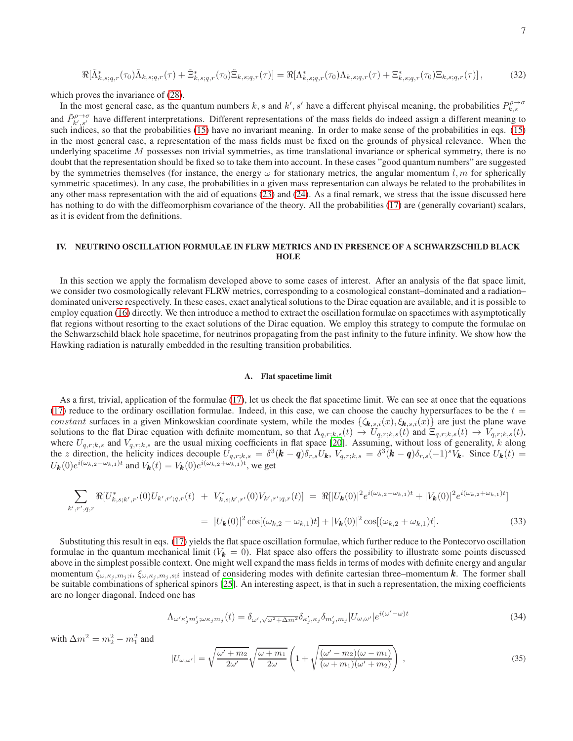$$\Re[\tilde{\Lambda}^*_{k,s;q,r}(\tau_0)\tilde{\Lambda}_{k,s;q,r}(\tau) + \tilde{\Xi}^*_{k,s;q,r}(\tau_0)\tilde{\Xi}_{k,s;q,r}(\tau)] = \Re[\Lambda^*_{k,s;q,r}(\tau_0)\Lambda_{k,s;q,r}(\tau) + \Xi^*_{k,s;q,r}(\tau_0)\Xi_{k,s;q,r}(\tau)]\,, \tag{32}$$

which proves the invariance of (28).

In the most general case, as the quantum numbers $k, s$ and $k', s'$ have a different phyiscal meaning, the probabilities $P^{\rho\to\sigma}_{k,s}$ and $\tilde{P}^{\rho\to\sigma}_{k',s'}$ have different interpretations. Different representations of the mass fields do indeed assign a different meaning to such indices, so that the probabilities (15) have no invariant meaning. In order to make sense of the probabilities in eqs. (15) in the most general case, a representation of the mass fields must be fixed on the grounds of physical relevance. When the underlying spacetime $M$ possesses non trivial symmetries, as time translational invariance or spherical symmetry, there is no doubt that the representation should be fixed so to take them into account. In these cases "good quantum numbers" are suggested by the symmetries themselves (for instance, the energy $\omega$ for stationary metrics, the angular momentum $l, m$ for spherically symmetric spacetimes). In any case, the probabilities in a given mass representation can always be related to the probabilites in any other mass representation with the aid of equations (23) and (24). As a final remark, we stress that the issue discussed here has nothing to do with the diffeomorphism covariance of the theory. All the probabilities (17) are (generally covariant) scalars, as it is evident from the definitions.

## IV. NEUTRINO OSCILLATION FORMULAE IN FLRW METRICS AND IN PRESENCE OF A SCHWARZSCHILD BLACK HOLE

In this section we apply the formalism developed above to some cases of interest. After an analysis of the flat space limit, we consider two cosmologically relevant FLRW metrics, corresponding to a cosmological constant–dominated and a radiation–dominated universe respectively. In these cases, exact analytical solutions to the Dirac equation are available, and it is possible to employ equation (16) directly. We then introduce a method to extract the oscillation formulae on spacetimes with asymptotically flat regions without resorting to the exact solutions of the Dirac equation. We employ this strategy to compute the formulae on the Schwarzschild black hole spacetime, for neutrinos propagating from the past infinity to the future infinity. We show how the Hawking radiation is naturally embedded in the resulting transition probabilities.

### A. Flat spacetime limit

As a first, trivial, application of the formulae (17), let us check the flat spacetime limit. We can see at once that the equations (17) reduce to the ordinary oscillation formulae. Indeed, in this case, we can choose the cauchy hypersurfaces to be the $t = constant$ surfaces in a given Minkowskian coordinate system, while the modes $\{\zeta_{\boldsymbol{k},s,i}(x), \xi_{\boldsymbol{k},s,i}(x)\}$ are just the plane wave solutions to the flat Dirac equation with definite momentum, so that $\Lambda_{q,r;k,s}(t) \to U_{q,r;k,s}(t)$ and $\Xi_{q,r;k,s}(t) \to V_{q,r;k,s}(t)$, where $U_{q,r;k,s}$ and $V_{q,r;k,s}$ are the usual mixing coefficients in flat space [20]. Assuming, without loss of generality, $k$ along the $z$ direction, the helicity indices decouple $U_{q,r;k,s} = \delta^3(\boldsymbol{k}-\boldsymbol{q})\delta_{r,s}U_{\boldsymbol{k}}$, $V_{q,r;k,s} = \delta^3(\boldsymbol{k}-\boldsymbol{q})\delta_{r,s}(-1)^s V_{\boldsymbol{k}}$. Since $U_{\boldsymbol{k}}(t) = U_{\boldsymbol{k}}(0)e^{i(\omega_{k,2}-\omega_{k,1})t}$ and $V_{\boldsymbol{k}}(t) = V_{\boldsymbol{k}}(0)e^{i(\omega_{k,2}+\omega_{k,1})t}$, we get

$$\begin{aligned}\sum_{k',r',q,r} \Re[U^*_{k,s;k',r'}(0)U_{k',r';q,r}(t) \;+\; V^*_{k,s;k',r'}(0)V_{k',r';q,r}(t)] \;&=\; \Re[|U_{\boldsymbol{k}}(0)|^2 e^{i(\omega_{k,2}-\omega_{k,1})t} + |V_{\boldsymbol{k}}(0)|^2 e^{i(\omega_{k,2}+\omega_{k,1})t}] \\ &=\; |U_{\boldsymbol{k}}(0)|^2\cos[(\omega_{k,2}-\omega_{k,1})t] + |V_{\boldsymbol{k}}(0)|^2\cos[(\omega_{k,2}+\omega_{k,1})t].\end{aligned} \tag{33}$$

Substituting this result in eqs. (17) yields the flat space oscillation formulae, which further reduce to the Pontecorvo oscillation formulae in the quantum mechanical limit ($V_{\boldsymbol{k}} = 0$). Flat space also offers the possibility to illustrate some points discussed above in the simplest possible context. One might well expand the mass fields in terms of modes with definite energy and angular momentum $\zeta_{\omega,\kappa_j,m_j;i}$, $\xi_{\omega,\kappa_j,m_j,s;i}$ instead of considering modes with definite cartesian three–momentum $\boldsymbol{k}$. The former shall be suitable combinations of spherical spinors [25]. An interesting aspect, is that in such a representation, the mixing coefficients are no longer diagonal. Indeed one has

$$\Lambda_{\omega'\kappa'_j m'_j;\omega\kappa_j m_j}(t) = \delta_{\omega',\sqrt{\omega^2+\Delta m^2}}\delta_{\kappa'_j,\kappa_j}\delta_{m'_j,m_j}|U_{\omega,\omega'}|e^{i(\omega'-\omega)t} \tag{34}$$

with $\Delta m^2 = m_2^2 - m_1^2$ and

$$|U_{\omega,\omega'}| = \sqrt{\frac{\omega'+m_2}{2\omega'}}\sqrt{\frac{\omega+m_1}{2\omega}}\left(1+\sqrt{\frac{(\omega'-m_2)(\omega-m_1)}{(\omega+m_1)(\omega'+m_2)}}\right)\,, \tag{35}$$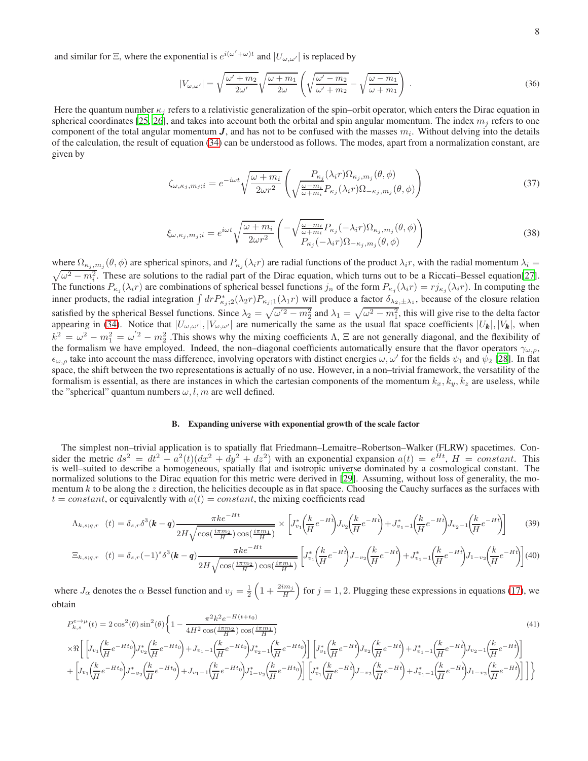and similar for $\Xi$, where the exponential is $e^{i(\omega'+\omega)t}$ and $|U_{\omega,\omega'}|$ is replaced by

$$|V_{\omega,\omega'}| = \sqrt{\frac{\omega'+m_2}{2\omega'}}\sqrt{\frac{\omega+m_1}{2\omega}}\left(\sqrt{\frac{\omega'-m_2}{\omega'+m_2}} - \sqrt{\frac{\omega-m_1}{\omega+m_1}}\right) . \tag{36}$$

Here the quantum number $\kappa_j$ refers to a relativistic generalization of the spin–orbit operator, which enters the Dirac equation in spherical coordinates [25, 26], and takes into account both the orbital and spin angular momentum. The index $m_j$ refers to one component of the total angular momentum $\boldsymbol{J}$, and has not to be confused with the masses $m_i$. Without delving into the details of the calculation, the result of equation (34) can be understood as follows. The modes, apart from a normalization constant, are given by

$$\zeta_{\omega,\kappa_j,m_j;i} = e^{-i\omega t}\sqrt{\frac{\omega+m_i}{2\omega r^2}}\begin{pmatrix} P_{\kappa_j}(\lambda_i r)\Omega_{\kappa_j,m_j}(\theta,\phi) \\ \sqrt{\frac{\omega-m_i}{\omega+m_i}}P_{\kappa_j}(\lambda_i r)\Omega_{-\kappa_j,m_j}(\theta,\phi)\end{pmatrix} \tag{37}$$

$$\xi_{\omega,\kappa_j,m_j;i} = e^{i\omega t}\sqrt{\frac{\omega+m_i}{2\omega r^2}}\begin{pmatrix} -\sqrt{\frac{\omega-m_i}{\omega+m_i}}P_{\kappa_j}(-\lambda_i r)\Omega_{\kappa_j,m_j}(\theta,\phi) \\ P_{\kappa_j}(-\lambda_i r)\Omega_{-\kappa_j,m_j}(\theta,\phi)\end{pmatrix} \tag{38}$$

where $\Omega_{\kappa_j,m_j}(\theta,\phi)$ are spherical spinors, and $P_{\kappa_j}(\lambda_i r)$ are radial functions of the product $\lambda_i r$, with the radial momentum $\lambda_i = \sqrt{\omega^2 - m_i^2}$. These are solutions to the radial part of the Dirac equation, which turns out to be a Riccati–Bessel equation[27]. The functions $P_{\kappa_j}(\lambda_i r)$ are combinations of spherical bessel functions $j_n$ of the form $P_{\kappa_j}(\lambda_i r) = r j_{\kappa_j}(\lambda_i r)$. In computing the inner products, the radial integration $\int dr P^*_{\kappa_j;2}(\lambda_2 r)P_{\kappa_j;1}(\lambda_1 r)$ will produce a factor $\delta_{\lambda_2,\pm\lambda_1}$, because of the closure relation satisfied by the spherical Bessel functions. Since $\lambda_2 = \sqrt{\omega'^2 - m_2^2}$ and $\lambda_1 = \sqrt{\omega^2 - m_1^2}$, this will give rise to the delta factor appearing in (34). Notice that $|U_{\omega,\omega'}|, |V_{\omega,\omega'}|$ are numerically the same as the usual flat space coefficients $|U_{\boldsymbol{k}}|, |V_{\boldsymbol{k}}|$, when $k^2 = \omega^2 - m_1^2 = \omega'^2 - m_2^2$ .This shows why the mixing coefficients $\Lambda$, $\Xi$ are not generally diagonal, and the flexibility of the formalism we have employed. Indeed, the non–diagonal coefficients automatically ensure that the flavor operators $\gamma_{\omega,\rho}$, $\epsilon_{\omega,\rho}$ take into account the mass difference, involving operators with distinct energies $\omega, \omega'$ for the fields $\psi_1$ and $\psi_2$ [28]. In flat space, the shift between the two representations is actually of no use. However, in a non–trivial framework, the versatility of the formalism is essential, as there are instances in which the cartesian components of the momentum $k_x, k_y, k_z$ are useless, while the "spherical" quantum numbers $\omega, l, m$ are well defined.

### B. Expanding universe with exponential growth of the scale factor

The simplest non–trivial application is to spatially flat Friedmann–Lemaitre–Robertson–Walker (FLRW) spacetimes. Consider the metric $ds^2 = dt^2 - a^2(t)(dx^2 + dy^2 + dz^2)$ with an exponential expansion $a(t) = e^{Ht}$, $H = constant$. This is well–suited to describe a homogeneous, spatially flat and isotropic universe dominated by a cosmological constant. The normalized solutions to the Dirac equation for this metric were derived in [29]. Assuming, without loss of generality, the momentum $k$ to be along the $z$ direction, the helicities decouple as in flat space. Choosing the Cauchy surfaces as the surfaces with $t = constant$, or equivalently with $a(t) = constant$, the mixing coefficients read

$$\Lambda_{k,s;q,r}\ \ (t) = \delta_{s,r}\delta^3(\boldsymbol{k}-\boldsymbol{q})\frac{\pi k e^{-Ht}}{2H\sqrt{\cos(\frac{i\pi m_2}{H})\cos(\frac{i\pi m_1}{H})}} \times \left[J^*_{v_1}\!\left(\frac{k}{H}e^{-Ht}\right)J_{v_2}\!\left(\frac{k}{H}e^{-Ht}\right) + J^*_{v_1-1}\!\left(\frac{k}{H}e^{-Ht}\right)J_{v_2-1}\!\left(\frac{k}{H}e^{-Ht}\right)\right] \tag{39}$$

$$\Xi_{k,s;q,r}\ \ (t) = \delta_{s,r}(-1)^s\delta^3(\boldsymbol{k}-\boldsymbol{q})\frac{\pi k e^{-Ht}}{2H\sqrt{\cos(\frac{i\pi m_2}{H})\cos(\frac{i\pi m_1}{H})}}\left[J^*_{v_1}\!\left(\frac{k}{H}e^{-Ht}\right)J_{-v_2}\!\left(\frac{k}{H}e^{-Ht}\right) + J^*_{v_1-1}\!\left(\frac{k}{H}e^{-Ht}\right)J_{1-v_2}\!\left(\frac{k}{H}e^{-Ht}\right)\right] \tag{40}$$

where $J_\alpha$ denotes the $\alpha$ Bessel function and $v_j = \frac{1}{2}\left(1 + \frac{2im_j}{H}\right)$ for $j = 1,2$. Plugging these expressions in equations (17), we obtain

$$\begin{aligned} P^{e\to\mu}_{k,s}(t) &= 2\cos^2(\theta)\sin^2(\theta)\Bigg\{1 - \frac{\pi^2 k^2 e^{-H(t+t_0)}}{4H^2\cos(\frac{i\pi m_2}{H})\cos(\frac{i\pi m_1}{H})} \\ &\times\Re\Bigg[\left[J_{v_1}\!\left(\frac{k}{H}e^{-Ht_0}\right)J^*_{v_2}\!\left(\frac{k}{H}e^{-Ht_0}\right) + J_{v_1-1}\!\left(\frac{k}{H}e^{-Ht_0}\right)J^*_{v_2-1}\!\left(\frac{k}{H}e^{-Ht_0}\right)\right]\left[J^*_{v_1}\!\left(\frac{k}{H}e^{-Ht}\right)J_{v_2}\!\left(\frac{k}{H}e^{-Ht}\right) + J^*_{v_1-1}\!\left(\frac{k}{H}e^{-Ht}\right)J_{v_2-1}\!\left(\frac{k}{H}e^{-Ht}\right)\right] \\ &+ \left[J_{v_1}\!\left(\frac{k}{H}e^{-Ht_0}\right)J^*_{-v_2}\!\left(\frac{k}{H}e^{-Ht_0}\right) + J_{v_1-1}\!\left(\frac{k}{H}e^{-Ht_0}\right)J^*_{1-v_2}\!\left(\frac{k}{H}e^{-Ht_0}\right)\right]\left[J^*_{v_1}\!\left(\frac{k}{H}e^{-Ht}\right)J_{-v_2}\!\left(\frac{k}{H}e^{-Ht}\right) + J^*_{v_1-1}\!\left(\frac{k}{H}e^{-Ht}\right)J_{1-v_2}\!\left(\frac{k}{H}e^{-Ht}\right)\right]\Bigg]\Bigg\} \end{aligned} \tag{41}$$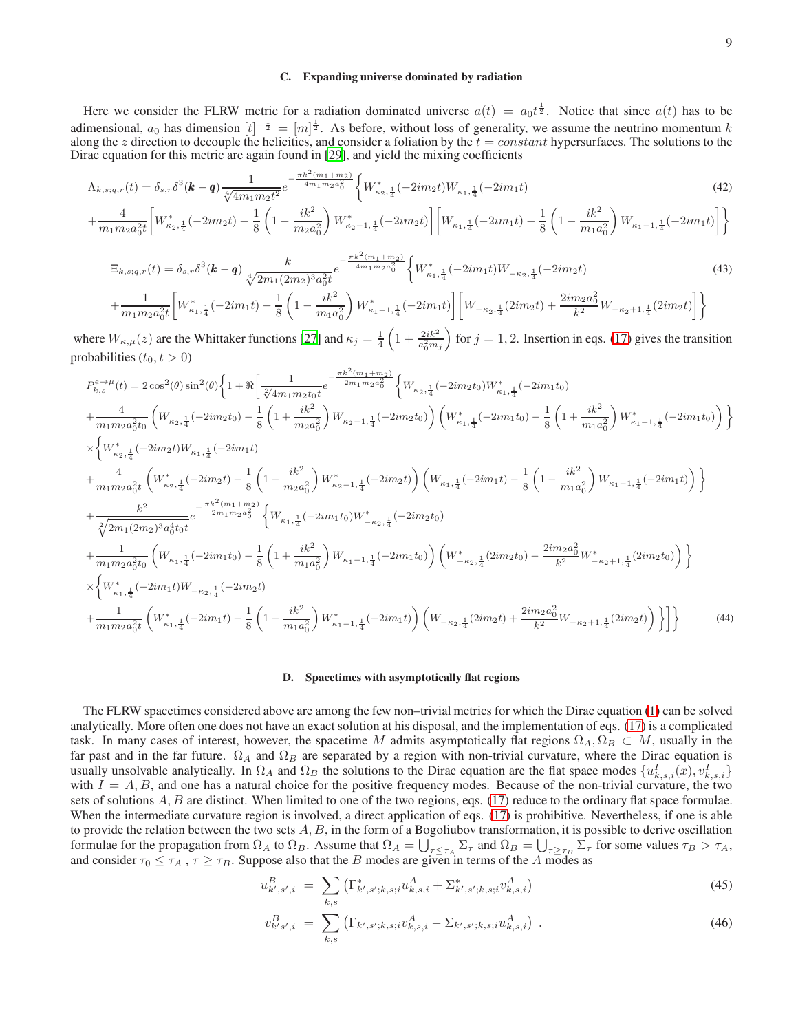### C. Expanding universe dominated by radiation

Here we consider the FLRW metric for a radiation dominated universe $a(t) = a_0 t^{\frac{1}{2}}$. Notice that since $a(t)$ has to be adimensional, $a_0$ has dimension $[t]^{-\frac{1}{2}} = [m]^{\frac{1}{2}}$. As before, without loss of generality, we assume the neutrino momentum $k$ along the $z$ direction to decouple the helicities, and consider a foliation by the $t = constant$ hypersurfaces. The solutions to the Dirac equation for this metric are again found in [29], and yield the mixing coefficients

$$
\Lambda_{k,s;q,r}(t) = \delta_{s,r}\delta^3(\boldsymbol{k}-\boldsymbol{q})\frac{1}{\sqrt[4]{4m_1m_2t^2}}e^{-\frac{\pi k^2(m_1+m_2)}{4m_1m_2a_0^2}}\Bigg\{W^*_{\kappa_2,\frac{1}{4}}(-2im_2t)W_{\kappa_1,\frac{1}{4}}(-2im_1t)
$$
$$
+\frac{4}{m_1m_2a_0^2t}\left[W^*_{\kappa_2,\frac{1}{4}}(-2im_2t)-\frac{1}{8}\left(1-\frac{ik^2}{m_2a_0^2}\right)W^*_{\kappa_2-1,\frac{1}{4}}(-2im_2t)\right]\left[W_{\kappa_1,\frac{1}{4}}(-2im_1t)-\frac{1}{8}\left(1-\frac{ik^2}{m_1a_0^2}\right)W_{\kappa_1-1,\frac{1}{4}}(-2im_1t)\right]\Bigg\} \tag{42}
$$

$$
\Xi_{k,s;q,r}(t) = \delta_{s,r}\delta^3(\boldsymbol{k}-\boldsymbol{q})\frac{k}{\sqrt[4]{2m_1(2m_2)^3a_0^4t}}e^{-\frac{\pi k^2(m_1+m_2)}{4m_1m_2a_0^2}}\Bigg\{W^*_{\kappa_1,\frac{1}{4}}(-2im_1t)W_{-\kappa_2,\frac{1}{4}}(-2im_2t)
$$
$$
+\frac{1}{m_1m_2a_0^2t}\left[W^*_{\kappa_1,\frac{1}{4}}(-2im_1t)-\frac{1}{8}\left(1-\frac{ik^2}{m_1a_0^2}\right)W^*_{\kappa_1-1,\frac{1}{4}}(-2im_1t)\right]\left[W_{-\kappa_2,\frac{1}{4}}(2im_2t)+\frac{2im_2a_0^2}{k^2}W_{-\kappa_2+1,\frac{1}{4}}(2im_2t)\right]\Bigg\} \tag{43}
$$

where $W_{\kappa,\mu}(z)$ are the Whittaker functions [27] and $\kappa_j = \frac{1}{4}\left(1+\frac{2ik^2}{a_0^2m_j}\right)$ for $j = 1, 2$. Insertion in eqs. (17) gives the transition probabilities ($t_0, t > 0$)

$$
P^{e\to\mu}_{k,s}(t) = 2\cos^2(\theta)\sin^2(\theta)\Bigg\{1+\Re\Bigg[\frac{1}{\sqrt[2]{4m_1m_2t_0t}}e^{-\frac{\pi k^2(m_1+m_2)}{2m_1m_2a_0^2}}\Bigg\{W_{\kappa_2,\frac{1}{4}}(-2im_2t_0)W^*_{\kappa_1,\frac{1}{4}}(-2im_1t_0)
$$
$$
+\frac{4}{m_1m_2a_0^2t_0}\left(W_{\kappa_2,\frac{1}{4}}(-2im_2t_0)-\frac{1}{8}\left(1+\frac{ik^2}{m_2a_0^2}\right)W_{\kappa_2-1,\frac{1}{4}}(-2im_2t_0)\right)\left(W^*_{\kappa_1,\frac{1}{4}}(-2im_1t_0)-\frac{1}{8}\left(1+\frac{ik^2}{m_1a_0^2}\right)W^*_{\kappa_1-1,\frac{1}{4}}(-2im_1t_0)\right)\Bigg\}
$$
$$
\times\Bigg\{W^*_{\kappa_2,\frac{1}{4}}(-2im_2t)W_{\kappa_1,\frac{1}{4}}(-2im_1t)
$$
$$
+\frac{4}{m_1m_2a_0^2t}\left(W^*_{\kappa_2,\frac{1}{4}}(-2im_2t)-\frac{1}{8}\left(1-\frac{ik^2}{m_2a_0^2}\right)W^*_{\kappa_2-1,\frac{1}{4}}(-2im_2t)\right)\left(W_{\kappa_1,\frac{1}{4}}(-2im_1t)-\frac{1}{8}\left(1-\frac{ik^2}{m_1a_0^2}\right)W_{\kappa_1-1,\frac{1}{4}}(-2im_1t)\right)\Bigg\}
$$
$$
+\frac{k^2}{\sqrt[2]{2m_1(2m_2)^3a_0^4t_0t}}e^{-\frac{\pi k^2(m_1+m_2)}{2m_1m_2a_0^2}}\Bigg\{W_{\kappa_1,\frac{1}{4}}(-2im_1t_0)W^*_{-\kappa_2,\frac{1}{4}}(-2im_2t_0)
$$
$$
+\frac{1}{m_1m_2a_0^2t_0}\left(W_{\kappa_1,\frac{1}{4}}(-2im_1t_0)-\frac{1}{8}\left(1+\frac{ik^2}{m_1a_0^2}\right)W_{\kappa_1-1,\frac{1}{4}}(-2im_1t_0)\right)\left(W^*_{-\kappa_2,\frac{1}{4}}(2im_2t_0)-\frac{2im_2a_0^2}{k^2}W^*_{-\kappa_2+1,\frac{1}{4}}(2im_2t_0)\right)\Bigg\}
$$
$$
\times\Bigg\{W^*_{\kappa_1,\frac{1}{4}}(-2im_1t)W_{-\kappa_2,\frac{1}{4}}(-2im_2t)
$$
$$
+\frac{1}{m_1m_2a_0^2t}\left(W^*_{\kappa_1,\frac{1}{4}}(-2im_1t)-\frac{1}{8}\left(1-\frac{ik^2}{m_1a_0^2}\right)W^*_{\kappa_1-1,\frac{1}{4}}(-2im_1t)\right)\left(W_{-\kappa_2,\frac{1}{4}}(2im_2t)+\frac{2im_2a_0^2}{k^2}W_{-\kappa_2+1,\frac{1}{4}}(2im_2t)\right)\Bigg\}\Bigg]\Bigg\} \tag{44}
$$

### D. Spacetimes with asymptotically flat regions

The FLRW spacetimes considered above are among the few non–trivial metrics for which the Dirac equation (1) can be solved analytically. More often one does not have an exact solution at his disposal, and the implementation of eqs. (17) is a complicated task. In many cases of interest, however, the spacetime $M$ admits asymptotically flat regions $\Omega_A, \Omega_B \subset M$, usually in the far past and in the far future. $\Omega_A$ and $\Omega_B$ are separated by a region with non-trivial curvature, where the Dirac equation is usually unsolvable analytically. In $\Omega_A$ and $\Omega_B$ the solutions to the Dirac equation are the flat space modes $\{u^I_{k,s,i}(x), v^I_{k,s,i}\}$ with $I = A, B$, and one has a natural choice for the positive frequency modes. Because of the non-trivial curvature, the two sets of solutions $A, B$ are distinct. When limited to one of the two regions, eqs. (17) reduce to the ordinary flat space formulae. When the intermediate curvature region is involved, a direct application of eqs. (17) is prohibitive. Nevertheless, if one is able to provide the relation between the two sets $A, B$, in the form of a Bogoliubov transformation, it is possible to derive oscillation formulae for the propagation from $\Omega_A$ to $\Omega_B$. Assume that $\Omega_A = \bigcup_{\tau\leq\tau_A}\Sigma_\tau$ and $\Omega_B = \bigcup_{\tau\geq\tau_B}\Sigma_\tau$ for some values $\tau_B > \tau_A$, and consider $\tau_0 \leq \tau_A$ , $\tau \geq \tau_B$. Suppose also that the $B$ modes are given in terms of the $A$ modes as

$$
u^B_{k',s',i} = \sum_{k,s}\left(\Gamma^*_{k',s';k,s;i}u^A_{k,s,i}+\Sigma^*_{k',s';k,s;i}v^A_{k,s,i}\right) \tag{45}
$$

$$
v^B_{k's',i} = \sum_{k,s}\left(\Gamma_{k',s';k,s;i}v^A_{k,s,i}-\Sigma_{k',s';k,s;i}u^A_{k,s,i}\right) . \tag{46}
$$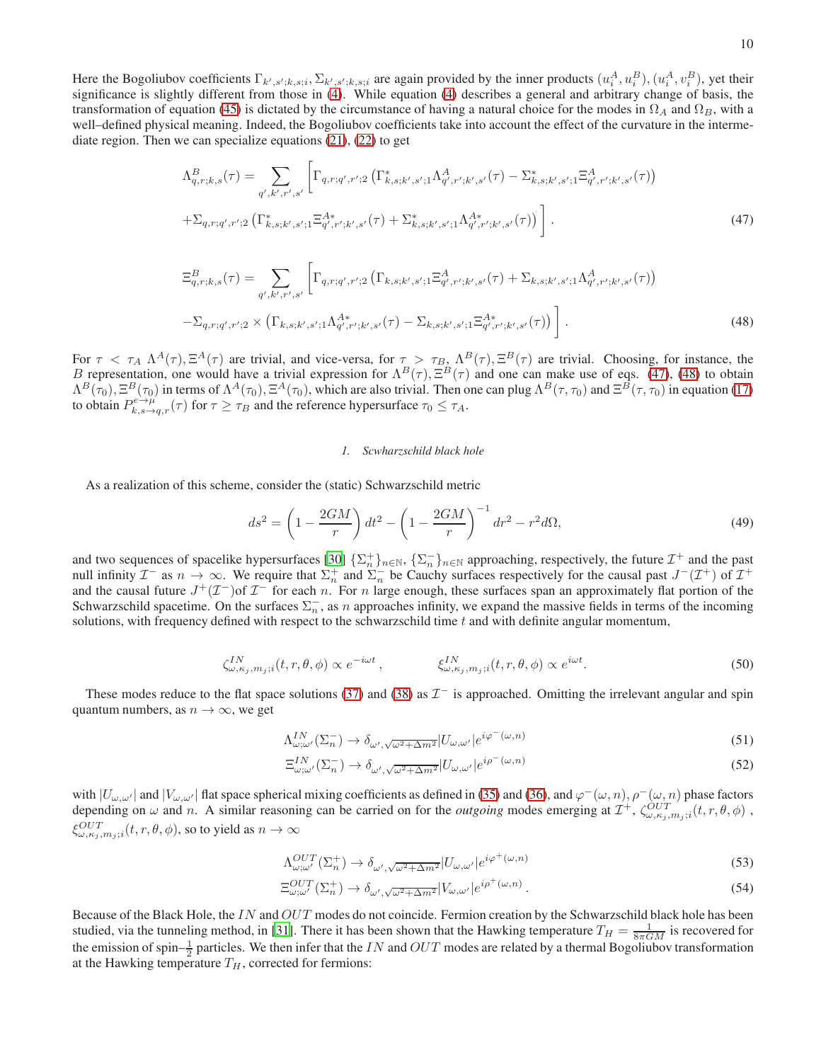Here the Bogoliubov coefficients $\Gamma_{k',s';k,s;i}, \Sigma_{k',s';k,s;i}$ are again provided by the inner products $(u_i^A, u_i^B), (u_i^A, v_i^B)$, yet their significance is slightly different from those in (4). While equation (4) describes a general and arbitrary change of basis, the transformation of equation (45) is dictated by the circumstance of having a natural choice for the modes in $\Omega_A$ and $\Omega_B$, with a well–defined physical meaning. Indeed, the Bogoliubov coefficients take into account the effect of the curvature in the intermediate region. Then we can specialize equations (21), (22) to get

$$
\begin{aligned}
\Lambda^B_{q,r;k,s}(\tau) = \sum_{q',k',r',s'} \Big[ & \Gamma_{q,r;q',r';2} \left( \Gamma^*_{k,s;k',s';1} \Lambda^A_{q',r';k',s'}(\tau) - \Sigma^*_{k,s;k',s';1} \Xi^A_{q',r';k',s'}(\tau) \right) \\
& + \Sigma_{q,r;q',r';2} \left( \Gamma^*_{k,s;k',s';1} \Xi^{A*}_{q',r';k',s'}(\tau) + \Sigma^*_{k,s;k',s';1} \Lambda^{A*}_{q',r';k',s'}(\tau) \right) \Big] .
\end{aligned}
\tag{47}
$$

$$
\begin{aligned}
\Xi^B_{q,r;k,s}(\tau) = \sum_{q',k',r',s'} \Big[ & \Gamma_{q,r;q',r';2} \left( \Gamma_{k,s;k',s';1} \Xi^A_{q',r';k',s'}(\tau) + \Sigma_{k,s;k',s';1} \Lambda^A_{q',r';k',s'}(\tau) \right) \\
& - \Sigma_{q,r;q',r';2} \times \left( \Gamma_{k,s;k',s';1} \Lambda^{A*}_{q',r';k',s'}(\tau) - \Sigma_{k,s;k',s';1} \Xi^{A*}_{q',r';k',s'}(\tau) \right) \Big] .
\end{aligned}
\tag{48}
$$

For $\tau < \tau_A$ $\Lambda^A(\tau), \Xi^A(\tau)$ are trivial, and vice-versa, for $\tau > \tau_B$, $\Lambda^B(\tau), \Xi^B(\tau)$ are trivial. Choosing, for instance, the $B$ representation, one would have a trivial expression for $\Lambda^B(\tau), \Xi^B(\tau)$ and one can make use of eqs. (47), (48) to obtain $\Lambda^B(\tau_0), \Xi^B(\tau_0)$ in terms of $\Lambda^A(\tau_0), \Xi^A(\tau_0)$, which are also trivial. Then one can plug $\Lambda^B(\tau, \tau_0)$ and $\Xi^B(\tau, \tau_0)$ in equation (17) to obtain $P^{e\to\mu}_{k,s\to q,r}(\tau)$ for $\tau \geq \tau_B$ and the reference hypersurface $\tau_0 \leq \tau_A$.

#### *1. Scwharzschild black hole*

As a realization of this scheme, consider the (static) Schwarzschild metric

$$
ds^2 = \left(1 - \frac{2GM}{r}\right) dt^2 - \left(1 - \frac{2GM}{r}\right)^{-1} dr^2 - r^2 d\Omega,
\tag{49}
$$

and two sequences of spacelike hypersurfaces [30] $\{\Sigma_n^+\}_{n\in\mathbb{N}}$, $\{\Sigma_n^-\}_{n\in\mathbb{N}}$ approaching, respectively, the future $\mathcal{I}^+$ and the past null infinity $\mathcal{I}^-$ as $n \to \infty$. We require that $\Sigma_n^+$ and $\Sigma_n^-$ be Cauchy surfaces respectively for the causal past $J^-(\mathcal{I}^+)$ of $\mathcal{I}^+$ and the causal future $J^+(\mathcal{I}^-)$of $\mathcal{I}^-$ for each $n$. For $n$ large enough, these surfaces span an approximately flat portion of the Schwarzschild spacetime. On the surfaces $\Sigma_n^-$, as $n$ approaches infinity, we expand the massive fields in terms of the incoming solutions, with frequency defined with respect to the schwarzschild time $t$ and with definite angular momentum,

$$
\zeta^{IN}_{\omega,\kappa_j,m_j;i}(t,r,\theta,\phi) \propto e^{-i\omega t}\,, \qquad\qquad \xi^{IN}_{\omega,\kappa_j,m_j;i}(t,r,\theta,\phi) \propto e^{i\omega t}.
\tag{50}
$$

These modes reduce to the flat space solutions (37) and (38) as $\mathcal{I}^-$ is approached. Omitting the irrelevant angular and spin quantum numbers, as $n \to \infty$, we get

$$
\Lambda^{IN}_{\omega;\omega'}(\Sigma_n^-) \to \delta_{\omega',\sqrt{\omega^2+\Delta m^2}} |U_{\omega,\omega'}| e^{i\varphi^-(\omega,n)}
\tag{51}
$$

$$
\Xi^{IN}_{\omega;\omega'}(\Sigma_n^-) \to \delta_{\omega',\sqrt{\omega^2+\Delta m^2}} |U_{\omega,\omega'}| e^{i\rho^-(\omega,n)}
\tag{52}
$$

with $|U_{\omega,\omega'}|$ and $|V_{\omega,\omega'}|$ flat space spherical mixing coefficients as defined in (35) and (36), and $\varphi^-(\omega,n), \rho^-(\omega,n)$ phase factors depending on $\omega$ and $n$. A similar reasoning can be carried on for the *outgoing* modes emerging at $\mathcal{I}^+$, $\zeta^{OUT}_{\omega,\kappa_j,m_j;i}(t,r,\theta,\phi)$ , $\xi^{OUT}_{\omega,\kappa_j,m_j;i}(t,r,\theta,\phi)$, so to yield as $n \to \infty$

$$
\Lambda^{OUT}_{\omega;\omega'}(\Sigma_n^+) \to \delta_{\omega',\sqrt{\omega^2+\Delta m^2}} |U_{\omega,\omega'}| e^{i\varphi^+(\omega,n)}
\tag{53}
$$

$$
\Xi^{OUT}_{\omega;\omega'}(\Sigma_n^+) \to \delta_{\omega',\sqrt{\omega^2+\Delta m^2}} |V_{\omega,\omega'}| e^{i\rho^+(\omega,n)} .
\tag{54}
$$

Because of the Black Hole, the $IN$ and $OUT$ modes do not coincide. Fermion creation by the Schwarzschild black hole has been studied, via the tunneling method, in [31]. There it has been shown that the Hawking temperature $T_H = \frac{1}{8\pi GM}$ is recovered for the emission of spin–$\frac{1}{2}$ particles. We then infer that the $IN$ and $OUT$ modes are related by a thermal Bogoliubov transformation at the Hawking temperature $T_H$, corrected for fermions: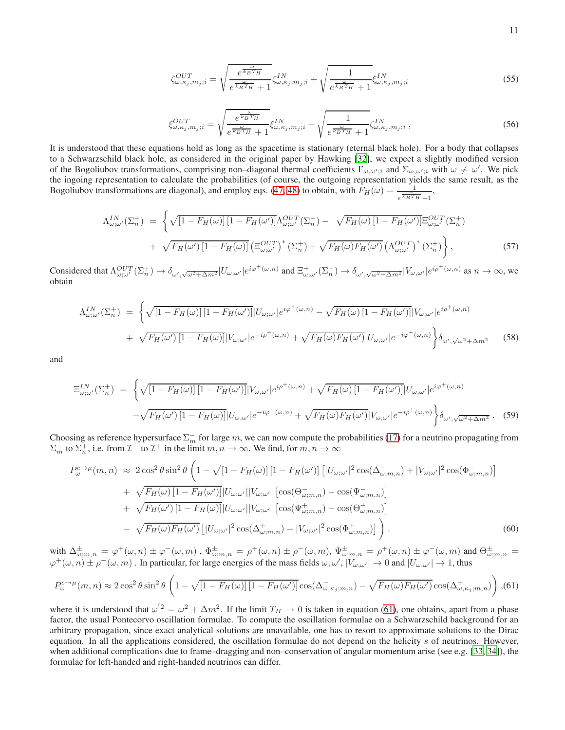$$\zeta^{OUT}_{\omega,\kappa_j,m_j;i} = \sqrt{\frac{e^{\frac{\omega}{k_B T_H}}}{e^{\frac{\omega}{k_B T_H}}+1}}\zeta^{IN}_{\omega,\kappa_j,m_j;i} + \sqrt{\frac{1}{e^{\frac{\omega}{k_B T_H}}+1}}\xi^{IN}_{\omega,\kappa_j,m_j;i} \tag{55}$$

$$\xi^{OUT}_{\omega,\kappa_j,m_j;i} = \sqrt{\frac{e^{\frac{\omega}{k_B T_H}}}{e^{\frac{\omega}{k_B T_H}}+1}}\xi^{IN}_{\omega,\kappa_j,m_j;i} - \sqrt{\frac{1}{e^{\frac{\omega}{k_B T_H}}+1}}\zeta^{IN}_{\omega,\kappa_j,m_j;i}\,, \tag{56}$$

It is understood that these equations hold as long as the spacetime is stationary (eternal black hole). For a body that collapses to a Schwarzschild black hole, as considered in the original paper by Hawking [32], we expect a slightly modified version of the Bogoliubov transformations, comprising non–diagonal thermal coefficients $\Gamma_{\omega,\omega';i}$ and $\Sigma_{\omega,\omega';i}$ with $\omega \neq \omega'$. We pick the ingoing representation to calculate the probabilities (of course, the outgoing representation yields the same result, as the Bogoliubov transformations are diagonal), and employ eqs. (47, 48) to obtain, with $F_H(\omega) = \frac{1}{e^{\frac{\omega}{k_B T_H}}+1}$,

$$\begin{aligned}\Lambda^{IN}_{\omega;\omega'}(\Sigma^+_n) \;=\; &\Big\{\sqrt{[1-F_H(\omega)]\,[1-F_H(\omega')]}\Lambda^{OUT}_{\omega;\omega'}(\Sigma^+_n) - \sqrt{F_H(\omega)\,[1-F_H(\omega')]}\Xi^{OUT}_{\omega;\omega'}(\Sigma^+_n)\\ &+\sqrt{F_H(\omega')\,[1-F_H(\omega)]}\left(\Xi^{OUT}_{\omega;\omega'}\right)^*(\Sigma^+_n) + \sqrt{F_H(\omega)F_H(\omega')}\left(\Lambda^{OUT}_{\omega;\omega'}\right)^*(\Sigma^+_n)\Big\}\,,\end{aligned} \tag{57}$$

Considered that $\Lambda^{OUT}_{\omega;\omega'}(\Sigma^+_n) \to \delta_{\omega',\sqrt{\omega^2+\Delta m^2}}|U_{\omega,\omega'}|e^{i\varphi^+(\omega,n)}$ and $\Xi^+_{\omega;\omega'}(\Sigma^+_n) \to \delta_{\omega',\sqrt{\omega^2+\Delta m^2}}|V_{\omega,\omega'}|e^{i\rho^+(\omega,n)}$ as $n\to\infty$, we obtain

$$\begin{aligned}\Lambda^{IN}_{\omega;\omega'}(\Sigma^+_n) \;=\; &\Big\{\sqrt{[1-F_H(\omega)]\,[1-F_H(\omega')]}|U_{\omega;\omega'}|e^{i\varphi^+(\omega,n)} - \sqrt{F_H(\omega)\,[1-F_H(\omega')]}|V_{\omega;\omega'}|e^{i\rho^+(\omega,n)}\\ &+\sqrt{F_H(\omega')\,[1-F_H(\omega)]}|V_{\omega;\omega'}|e^{-i\rho^+(\omega,n)} + \sqrt{F_H(\omega)F_H(\omega')}|U_{\omega,\omega'}|e^{-i\varphi^+(\omega,n)}\Big\}\delta_{\omega',\sqrt{\omega^2+\Delta m^2}}\end{aligned} \tag{58}$$

and

$$\begin{aligned}\Xi^{IN}_{\omega;\omega'}(\Sigma^+_n) \;=\; &\Big\{\sqrt{[1-F_H(\omega)]\,[1-F_H(\omega')]}|V_{\omega,\omega'}|e^{i\rho^+(\omega,n)} + \sqrt{F_H(\omega)\,[1-F_H(\omega')]}|U_{\omega,\omega'}|e^{i\varphi^+(\omega,n)}\\ &-\sqrt{F_H(\omega')\,[1-F_H(\omega)]}|U_{\omega,\omega'}|e^{-i\varphi^+(\omega,n)} + \sqrt{F_H(\omega)F_H(\omega')}|V_{\omega,\omega'}|e^{-i\rho^+(\omega,n)}\Big\}\delta_{\omega',\sqrt{\omega^2+\Delta m^2}}\,.\end{aligned} \tag{59}$$

Choosing as reference hypersurface $\Sigma^-_m$ for large $m$, we can now compute the probabilities (17) for a neutrino propagating from $\Sigma^-_m$ to $\Sigma^+_n$, i.e. from $\mathcal{I}^-$ to $\mathcal{I}^+$ in the limit $m,n\to\infty$. We find, for $m,n\to\infty$

$$\begin{aligned}P^{e\to\mu}_\omega(m,n) \;\approx\; &2\cos^2\theta\sin^2\theta\,\Bigg(1-\sqrt{[1-F_H(\omega)]\,[1-F_H(\omega')]}\left[|U_{\omega;\omega'}|^2\cos(\Delta^-_{\omega;m,n}) + |V_{\omega;\omega'}|^2\cos(\Phi^-_{\omega;m,n})\right]\\ &+\sqrt{F_H(\omega)\,[1-F_H(\omega')]}|U_{\omega;\omega'}||V_{\omega;\omega'}|\left[\cos(\Theta^-_{\omega;m,n}) - \cos(\Psi^-_{\omega;m,n})\right]\\ &+\sqrt{F_H(\omega')\,[1-F_H(\omega)]}|U_{\omega;\omega'}||V_{\omega;\omega'}|\left[\cos(\Psi^+_{\omega;m,n}) - \cos(\Theta^+_{\omega;m,n})\right]\\ &-\sqrt{F_H(\omega)F_H(\omega')}\left[|U_{\omega;\omega'}|^2\cos(\Delta^+_{\omega;m,n}) + |V_{\omega;\omega'}|^2\cos(\Phi^+_{\omega;m,n})\right]\Bigg)\,.\end{aligned} \tag{60}$$

with $\Delta^\pm_{\omega;m,n} = \varphi^+(\omega,n)\pm\varphi^-(\omega,m)$ , $\Phi^\pm_{\omega;m,n} = \rho^+(\omega,n)\pm\rho^-(\omega,m)$, $\Psi^\pm_{\omega;m,n} = \rho^+(\omega,n)\pm\varphi^-(\omega,m)$ and $\Theta^\pm_{\omega;m,n} = \varphi^+(\omega,n)\pm\rho^-(\omega,m)$ . In particular, for large energies of the mass fields $\omega,\omega'$, $|V_{\omega,\omega'}|\to 0$ and $|U_{\omega,\omega'}|\to 1$, thus

$$P^{e\to\mu}_\omega(m,n) \approx 2\cos^2\theta\sin^2\theta\left(1-\sqrt{[1-F_H(\omega)]\,[1-F_H(\omega')]}\cos(\Delta^-_{\omega,\kappa_j;m,n}) - \sqrt{F_H(\omega)F_H(\omega')}\cos(\Delta^+_{\omega,\kappa_j;m,n})\right), \tag{61}$$

where it is understood that $\omega'^2 = \omega^2+\Delta m^2$. If the limit $T_H\to 0$ is taken in equation (61), one obtains, apart from a phase factor, the usual Pontecorvo oscillation formulae. To compute the oscillation formulae on a Schwarzschild background for an arbitrary propagation, since exact analytical solutions are unavailable, one has to resort to approximate solutions to the Dirac equation. In all the applications considered, the oscillation formulae do not depend on the helicity $s$ of neutrinos. However, when additional complications due to frame–dragging and non–conservation of angular momentum arise (see e.g. [33, 34]), the formulae for left-handed and right-handed neutrinos can differ.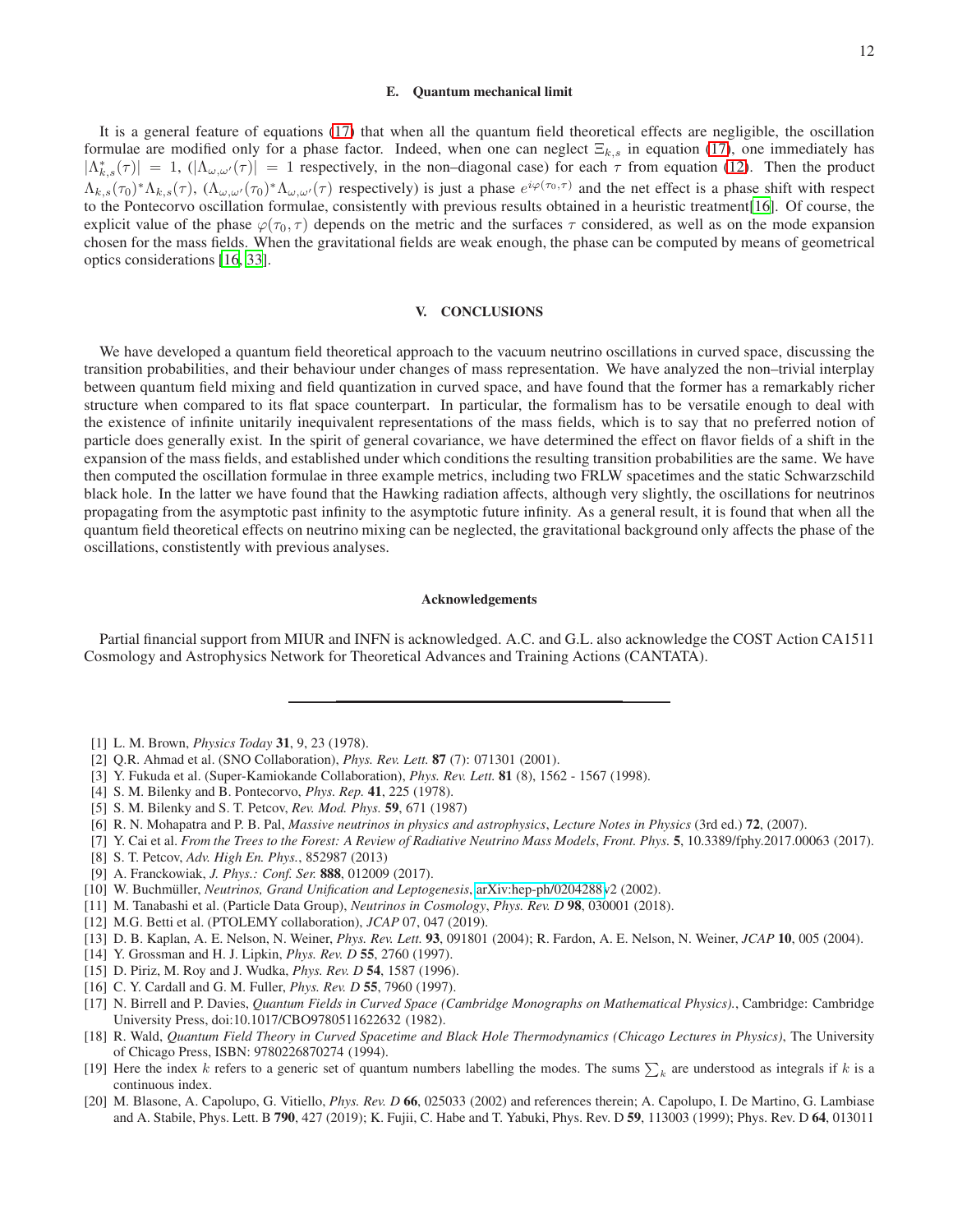### E. Quantum mechanical limit

It is a general feature of equations (17) that when all the quantum field theoretical effects are negligible, the oscillation formulae are modified only for a phase factor. Indeed, when one can neglect $\Xi_{k,s}$ in equation (17), one immediately has $|\Lambda^*_{k,s}(\tau)| = 1$, ($|\Lambda_{\omega,\omega'}(\tau)| = 1$ respectively, in the non–diagonal case) for each $\tau$ from equation (12). Then the product $\Lambda_{k,s}(\tau_0)^* \Lambda_{k,s}(\tau)$, ($\Lambda_{\omega,\omega'}(\tau_0)^* \Lambda_{\omega,\omega'}(\tau)$ respectively) is just a phase $e^{i\varphi(\tau_0,\tau)}$ and the net effect is a phase shift with respect to the Pontecorvo oscillation formulae, consistently with previous results obtained in a heuristic treatment[16]. Of course, the explicit value of the phase $\varphi(\tau_0, \tau)$ depends on the metric and the surfaces $\tau$ considered, as well as on the mode expansion chosen for the mass fields. When the gravitational fields are weak enough, the phase can be computed by means of geometrical optics considerations [16, 33].

## V. CONCLUSIONS

We have developed a quantum field theoretical approach to the vacuum neutrino oscillations in curved space, discussing the transition probabilities, and their behaviour under changes of mass representation. We have analyzed the non–trivial interplay between quantum field mixing and field quantization in curved space, and have found that the former has a remarkably richer structure when compared to its flat space counterpart. In particular, the formalism has to be versatile enough to deal with the existence of infinite unitarily inequivalent representations of the mass fields, which is to say that no preferred notion of particle does generally exist. In the spirit of general covariance, we have determined the effect on flavor fields of a shift in the expansion of the mass fields, and established under which conditions the resulting transition probabilities are the same. We have then computed the oscillation formulae in three example metrics, including two FRLW spacetimes and the static Schwarzschild black hole. In the latter we have found that the Hawking radiation affects, although very slightly, the oscillations for neutrinos propagating from the asymptotic past infinity to the asymptotic future infinity. As a general result, it is found that when all the quantum field theoretical effects on neutrino mixing can be neglected, the gravitational background only affects the phase of the oscillations, constistently with previous analyses.

### Acknowledgements

Partial financial support from MIUR and INFN is acknowledged. A.C. and G.L. also acknowledge the COST Action CA1511 Cosmology and Astrophysics Network for Theoretical Advances and Training Actions (CANTATA).

---

[1] L. M. Brown, *Physics Today* **31**, 9, 23 (1978).
[2] Q.R. Ahmad et al. (SNO Collaboration), *Phys. Rev. Lett.* **87** (7): 071301 (2001).
[3] Y. Fukuda et al. (Super-Kamiokande Collaboration), *Phys. Rev. Lett.* **81** (8), 1562 - 1567 (1998).
[4] S. M. Bilenky and B. Pontecorvo, *Phys. Rep.* **41**, 225 (1978).
[5] S. M. Bilenky and S. T. Petcov, *Rev. Mod. Phys.* **59**, 671 (1987)
[6] R. N. Mohapatra and P. B. Pal, *Massive neutrinos in physics and astrophysics*, *Lecture Notes in Physics* (3rd ed.) **72**, (2007).
[7] Y. Cai et al. *From the Trees to the Forest: A Review of Radiative Neutrino Mass Models*, *Front. Phys.* **5**, 10.3389/fphy.2017.00063 (2017).
[8] S. T. Petcov, *Adv. High En. Phys.*, 852987 (2013)
[9] A. Franckowiak, *J. Phys.: Conf. Ser.* **888**, 012009 (2017).
[10] W. Buchmüller, *Neutrinos, Grand Unification and Leptogenesis*, arXiv:hep-ph/0204288v2 (2002).
[11] M. Tanabashi et al. (Particle Data Group), *Neutrinos in Cosmology*, *Phys. Rev. D* **98**, 030001 (2018).
[12] M.G. Betti et al. (PTOLEMY collaboration), *JCAP* 07, 047 (2019).
[13] D. B. Kaplan, A. E. Nelson, N. Weiner, *Phys. Rev. Lett.* **93**, 091801 (2004); R. Fardon, A. E. Nelson, N. Weiner, *JCAP* **10**, 005 (2004).
[14] Y. Grossman and H. J. Lipkin, *Phys. Rev. D* **55**, 2760 (1997).
[15] D. Piriz, M. Roy and J. Wudka, *Phys. Rev. D* **54**, 1587 (1996).
[16] C. Y. Cardall and G. M. Fuller, *Phys. Rev. D* **55**, 7960 (1997).
[17] N. Birrell and P. Davies, *Quantum Fields in Curved Space (Cambridge Monographs on Mathematical Physics).*, Cambridge: Cambridge University Press, doi:10.1017/CBO9780511622632 (1982).
[18] R. Wald, *Quantum Field Theory in Curved Spacetime and Black Hole Thermodynamics (Chicago Lectures in Physics)*, The University of Chicago Press, ISBN: 9780226870274 (1994).
[19] Here the index $k$ refers to a generic set of quantum numbers labelling the modes. The sums $\sum_k$ are understood as integrals if $k$ is a continuous index.
[20] M. Blasone, A. Capolupo, G. Vitiello, *Phys. Rev. D* **66**, 025033 (2002) and references therein; A. Capolupo, I. De Martino, G. Lambiase and A. Stabile, Phys. Lett. B **790**, 427 (2019); K. Fujii, C. Habe and T. Yabuki, Phys. Rev. D **59**, 113003 (1999); Phys. Rev. D **64**, 013011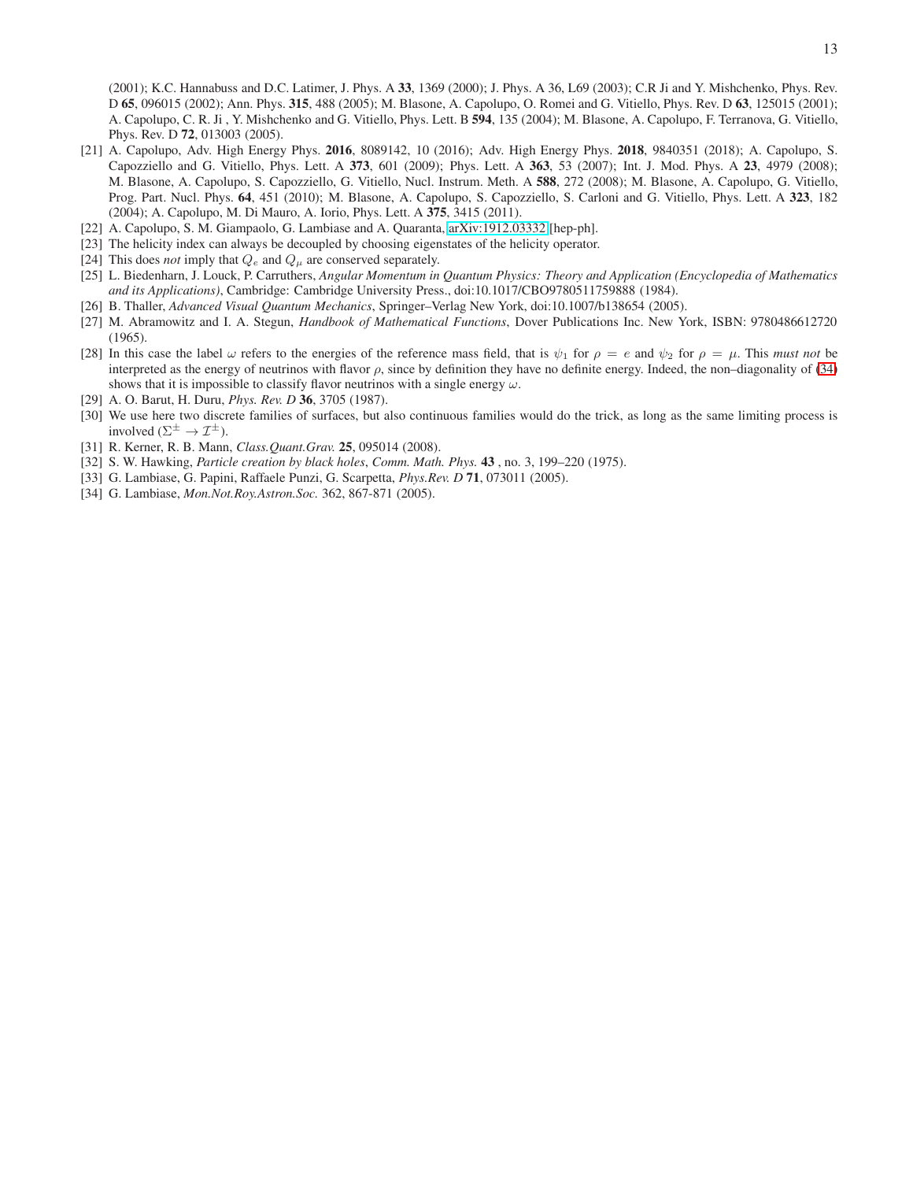(2001); K.C. Hannabuss and D.C. Latimer, J. Phys. A **33**, 1369 (2000); J. Phys. A 36, L69 (2003); C.R Ji and Y. Mishchenko, Phys. Rev. D **65**, 096015 (2002); Ann. Phys. **315**, 488 (2005); M. Blasone, A. Capolupo, O. Romei and G. Vitiello, Phys. Rev. D **63**, 125015 (2001); A. Capolupo, C. R. Ji , Y. Mishchenko and G. Vitiello, Phys. Lett. B **594**, 135 (2004); M. Blasone, A. Capolupo, F. Terranova, G. Vitiello, Phys. Rev. D **72**, 013003 (2005).

[21] A. Capolupo, Adv. High Energy Phys. **2016**, 8089142, 10 (2016); Adv. High Energy Phys. **2018**, 9840351 (2018); A. Capolupo, S. Capozziello and G. Vitiello, Phys. Lett. A **373**, 601 (2009); Phys. Lett. A **363**, 53 (2007); Int. J. Mod. Phys. A **23**, 4979 (2008); M. Blasone, A. Capolupo, S. Capozziello, G. Vitiello, Nucl. Instrum. Meth. A **588**, 272 (2008); M. Blasone, A. Capolupo, G. Vitiello, Prog. Part. Nucl. Phys. **64**, 451 (2010); M. Blasone, A. Capolupo, S. Capozziello, S. Carloni and G. Vitiello, Phys. Lett. A **323**, 182 (2004); A. Capolupo, M. Di Mauro, A. Iorio, Phys. Lett. A **375**, 3415 (2011).

[22] A. Capolupo, S. M. Giampaolo, G. Lambiase and A. Quaranta, arXiv:1912.03332 [hep-ph].

[23] The helicity index can always be decoupled by choosing eigenstates of the helicity operator.

[24] This does *not* imply that $Q_e$ and $Q_\mu$ are conserved separately.

[25] L. Biedenharn, J. Louck, P. Carruthers, *Angular Momentum in Quantum Physics: Theory and Application (Encyclopedia of Mathematics and its Applications)*, Cambridge: Cambridge University Press., doi:10.1017/CBO9780511759888 (1984).

[26] B. Thaller, *Advanced Visual Quantum Mechanics*, Springer–Verlag New York, doi:10.1007/b138654 (2005).

[27] M. Abramowitz and I. A. Stegun, *Handbook of Mathematical Functions*, Dover Publications Inc. New York, ISBN: 9780486612720 (1965).

[28] In this case the label $\omega$ refers to the energies of the reference mass field, that is $\psi_1$ for $\rho = e$ and $\psi_2$ for $\rho = \mu$. This *must not* be interpreted as the energy of neutrinos with flavor $\rho$, since by definition they have no definite energy. Indeed, the non–diagonality of (34) shows that it is impossible to classify flavor neutrinos with a single energy $\omega$.

[29] A. O. Barut, H. Duru, *Phys. Rev. D* **36**, 3705 (1987).

[30] We use here two discrete families of surfaces, but also continuous families would do the trick, as long as the same limiting process is involved ($\Sigma^{\pm} \to \mathcal{I}^{\pm}$).

[31] R. Kerner, R. B. Mann, *Class.Quant.Grav.* **25**, 095014 (2008).

[32] S. W. Hawking, *Particle creation by black holes*, *Comm. Math. Phys.* **43** , no. 3, 199–220 (1975).

[33] G. Lambiase, G. Papini, Raffaele Punzi, G. Scarpetta, *Phys.Rev. D* **71**, 073011 (2005).

[34] G. Lambiase, *Mon.Not.Roy.Astron.Soc.* 362, 867-871 (2005).